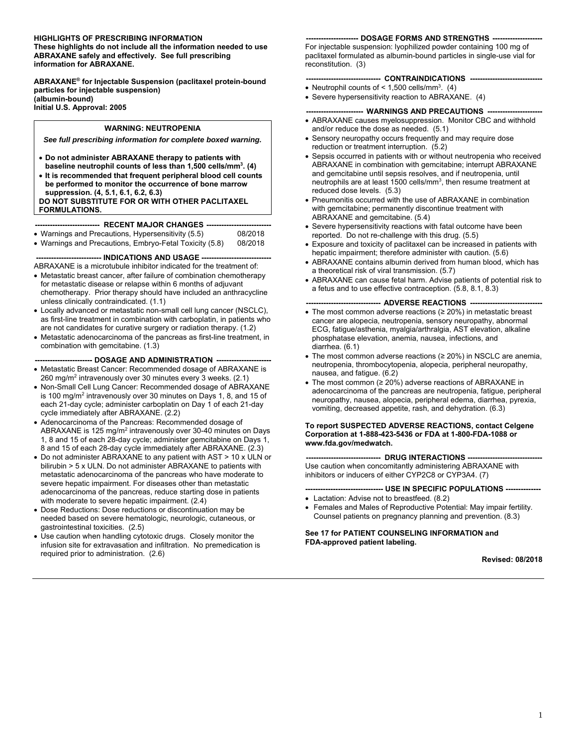**HIGHLIGHTS OF PRESCRIBING INFORMATION**
**These highlights do not include all the information needed to use ABRAXANE safely and effectively. See full prescribing information for ABRAXANE.**

**ABRAXANE® for Injectable Suspension (paclitaxel protein-bound particles for injectable suspension) (albumin-bound)**
**Initial U.S. Approval: 2005**

**WARNING: NEUTROPENIA**

***See full prescribing information for complete boxed warning.***

- **Do not administer ABRAXANE therapy to patients with baseline neutrophil counts of less than 1,500 cells/mm³. (4)**
- **It is recommended that frequent peripheral blood cell counts be performed to monitor the occurrence of bone marrow suppression. (4, 5.1, 6.1, 6.2, 6.3)**

**DO NOT SUBSTITUTE FOR OR WITH OTHER PACLITAXEL FORMULATIONS.**

**--------------------------- RECENT MAJOR CHANGES ---------------------------**

- Warnings and Precautions, Hypersensitivity (5.5) 08/2018
- Warnings and Precautions, Embryo-Fetal Toxicity (5.8) 08/2018

**--------------------------- INDICATIONS AND USAGE ---------------------------**

ABRAXANE is a microtubule inhibitor indicated for the treatment of:

- Metastatic breast cancer, after failure of combination chemotherapy for metastatic disease or relapse within 6 months of adjuvant chemotherapy. Prior therapy should have included an anthracycline unless clinically contraindicated. (1.1)
- Locally advanced or metastatic non-small cell lung cancer (NSCLC), as first-line treatment in combination with carboplatin, in patients who are not candidates for curative surgery or radiation therapy. (1.2)
- Metastatic adenocarcinoma of the pancreas as first-line treatment, in combination with gemcitabine. (1.3)

**----------------------- DOSAGE AND ADMINISTRATION -----------------------**

- Metastatic Breast Cancer: Recommended dosage of ABRAXANE is 260 mg/m² intravenously over 30 minutes every 3 weeks. (2.1)
- Non-Small Cell Lung Cancer: Recommended dosage of ABRAXANE is 100 mg/m² intravenously over 30 minutes on Days 1, 8, and 15 of each 21-day cycle; administer carboplatin on Day 1 of each 21-day cycle immediately after ABRAXANE. (2.2)
- Adenocarcinoma of the Pancreas: Recommended dosage of ABRAXANE is 125 mg/m² intravenously over 30-40 minutes on Days 1, 8 and 15 of each 28-day cycle; administer gemcitabine on Days 1, 8 and 15 of each 28-day cycle immediately after ABRAXANE. (2.3)
- Do not administer ABRAXANE to any patient with AST > 10 x ULN or bilirubin > 5 x ULN. Do not administer ABRAXANE to patients with metastatic adenocarcinoma of the pancreas who have moderate to severe hepatic impairment. For diseases other than metastatic adenocarcinoma of the pancreas, reduce starting dose in patients with moderate to severe hepatic impairment. (2.4)
- Dose Reductions: Dose reductions or discontinuation may be needed based on severe hematologic, neurologic, cutaneous, or gastrointestinal toxicities. (2.5)
- Use caution when handling cytotoxic drugs. Closely monitor the infusion site for extravasation and infiltration. No premedication is required prior to administration. (2.6)

**--------------------- DOSAGE FORMS AND STRENGTHS ---------------------**

For injectable suspension: lyophilized powder containing 100 mg of paclitaxel formulated as albumin-bound particles in single-use vial for reconstitution. (3)

**------------------------------ CONTRAINDICATIONS ------------------------------**

- Neutrophil counts of < 1,500 cells/mm³. (4)
- Severe hypersensitivity reaction to ABRAXANE. (4)

**----------------------- WARNINGS AND PRECAUTIONS -----------------------**

- ABRAXANE causes myelosuppression. Monitor CBC and withhold and/or reduce the dose as needed. (5.1)
- Sensory neuropathy occurs frequently and may require dose reduction or treatment interruption. (5.2)
- Sepsis occurred in patients with or without neutropenia who received ABRAXANE in combination with gemcitabine; interrupt ABRAXANE and gemcitabine until sepsis resolves, and if neutropenia, until neutrophils are at least 1500 cells/mm³, then resume treatment at reduced dose levels. (5.3)
- Pneumonitis occurred with the use of ABRAXANE in combination with gemcitabine; permanently discontinue treatment with ABRAXANE and gemcitabine. (5.4)
- Severe hypersensitivity reactions with fatal outcome have been reported. Do not re-challenge with this drug. (5.5)
- Exposure and toxicity of paclitaxel can be increased in patients with hepatic impairment; therefore administer with caution. (5.6)
- ABRAXANE contains albumin derived from human blood, which has a theoretical risk of viral transmission. (5.7)
- ABRAXANE can cause fetal harm. Advise patients of potential risk to a fetus and to use effective contraception. (5.8, 8.1, 8.3)

**------------------------------ ADVERSE REACTIONS ------------------------------**

- The most common adverse reactions (≥ 20%) in metastatic breast cancer are alopecia, neutropenia, sensory neuropathy, abnormal ECG, fatigue/asthenia, myalgia/arthralgia, AST elevation, alkaline phosphatase elevation, anemia, nausea, infections, and diarrhea. (6.1)
- The most common adverse reactions (≥ 20%) in NSCLC are anemia, neutropenia, thrombocytopenia, alopecia, peripheral neuropathy, nausea, and fatigue. (6.2)
- The most common (≥ 20%) adverse reactions of ABRAXANE in adenocarcinoma of the pancreas are neutropenia, fatigue, peripheral neuropathy, nausea, alopecia, peripheral edema, diarrhea, pyrexia, vomiting, decreased appetite, rash, and dehydration. (6.3)

**To report SUSPECTED ADVERSE REACTIONS, contact Celgene Corporation at 1-888-423-5436 or FDA at 1-800-FDA-1088 or www.fda.gov/medwatch.**

**------------------------------ DRUG INTERACTIONS ------------------------------**

Use caution when concomitantly administering ABRAXANE with inhibitors or inducers of either CYP2C8 or CYP3A4. (7)

**------------------------------ USE IN SPECIFIC POPULATIONS ------------------------------**

- Lactation: Advise not to breastfeed. (8.2)
- Females and Males of Reproductive Potential: May impair fertility. Counsel patients on pregnancy planning and prevention. (8.3)

**See 17 for PATIENT COUNSELING INFORMATION and FDA-approved patient labeling.**

**Revised: 08/2018**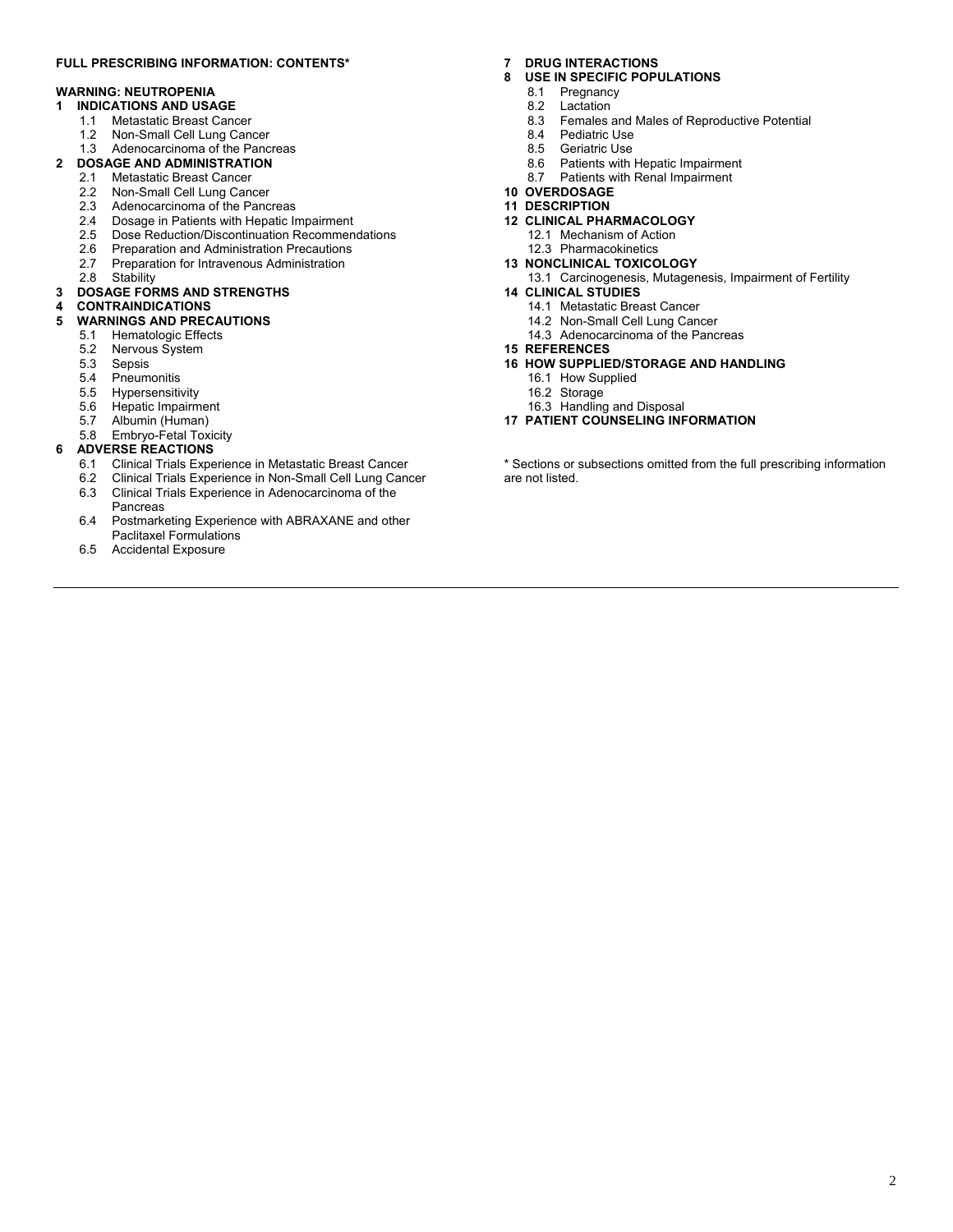**FULL PRESCRIBING INFORMATION: CONTENTS***

**WARNING: NEUTROPENIA**

**1 INDICATIONS AND USAGE**
- 1.1 Metastatic Breast Cancer
- 1.2 Non-Small Cell Lung Cancer
- 1.3 Adenocarcinoma of the Pancreas

**2 DOSAGE AND ADMINISTRATION**
- 2.1 Metastatic Breast Cancer
- 2.2 Non-Small Cell Lung Cancer
- 2.3 Adenocarcinoma of the Pancreas
- 2.4 Dosage in Patients with Hepatic Impairment
- 2.5 Dose Reduction/Discontinuation Recommendations
- 2.6 Preparation and Administration Precautions
- 2.7 Preparation for Intravenous Administration
- 2.8 Stability

**3 DOSAGE FORMS AND STRENGTHS**

**4 CONTRAINDICATIONS**

**5 WARNINGS AND PRECAUTIONS**
- 5.1 Hematologic Effects
- 5.2 Nervous System
- 5.3 Sepsis
- 5.4 Pneumonitis
- 5.5 Hypersensitivity
- 5.6 Hepatic Impairment
- 5.7 Albumin (Human)
- 5.8 Embryo-Fetal Toxicity

**6 ADVERSE REACTIONS**
- 6.1 Clinical Trials Experience in Metastatic Breast Cancer
- 6.2 Clinical Trials Experience in Non-Small Cell Lung Cancer
- 6.3 Clinical Trials Experience in Adenocarcinoma of the Pancreas
- 6.4 Postmarketing Experience with ABRAXANE and other Paclitaxel Formulations
- 6.5 Accidental Exposure

**7 DRUG INTERACTIONS**

**8 USE IN SPECIFIC POPULATIONS**
- 8.1 Pregnancy
- 8.2 Lactation
- 8.3 Females and Males of Reproductive Potential
- 8.4 Pediatric Use
- 8.5 Geriatric Use
- 8.6 Patients with Hepatic Impairment
- 8.7 Patients with Renal Impairment

**10 OVERDOSAGE**

**11 DESCRIPTION**

**12 CLINICAL PHARMACOLOGY**
- 12.1 Mechanism of Action
- 12.3 Pharmacokinetics

**13 NONCLINICAL TOXICOLOGY**
- 13.1 Carcinogenesis, Mutagenesis, Impairment of Fertility

**14 CLINICAL STUDIES**
- 14.1 Metastatic Breast Cancer
- 14.2 Non-Small Cell Lung Cancer
- 14.3 Adenocarcinoma of the Pancreas

**15 REFERENCES**

**16 HOW SUPPLIED/STORAGE AND HANDLING**
- 16.1 How Supplied
- 16.2 Storage
- 16.3 Handling and Disposal

**17 PATIENT COUNSELING INFORMATION**

* Sections or subsections omitted from the full prescribing information are not listed.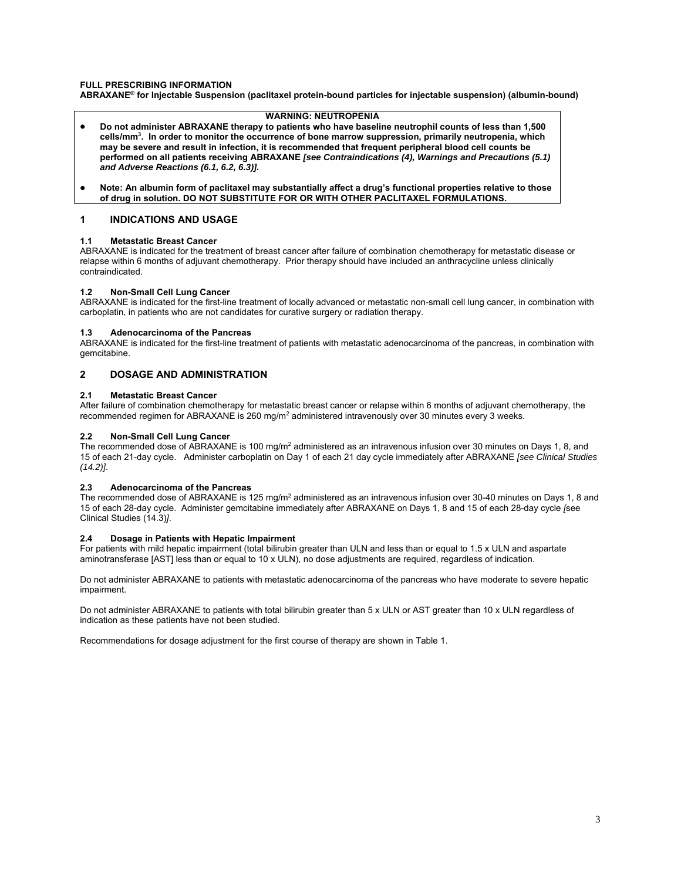**FULL PRESCRIBING INFORMATION**
**ABRAXANE® for Injectable Suspension (paclitaxel protein-bound particles for injectable suspension) (albumin-bound)**

**WARNING: NEUTROPENIA**

- **Do not administer ABRAXANE therapy to patients who have baseline neutrophil counts of less than 1,500 cells/mm$^3$. In order to monitor the occurrence of bone marrow suppression, primarily neutropenia, which may be severe and result in infection, it is recommended that frequent peripheral blood cell counts be performed on all patients receiving ABRAXANE *[see Contraindications (4), Warnings and Precautions (5.1) and Adverse Reactions (6.1, 6.2, 6.3)].***
- **Note: An albumin form of paclitaxel may substantially affect a drug's functional properties relative to those of drug in solution. DO NOT SUBSTITUTE FOR OR WITH OTHER PACLITAXEL FORMULATIONS.**

## 1 INDICATIONS AND USAGE

### 1.1 Metastatic Breast Cancer

ABRAXANE is indicated for the treatment of breast cancer after failure of combination chemotherapy for metastatic disease or relapse within 6 months of adjuvant chemotherapy. Prior therapy should have included an anthracycline unless clinically contraindicated.

### 1.2 Non-Small Cell Lung Cancer

ABRAXANE is indicated for the first-line treatment of locally advanced or metastatic non-small cell lung cancer, in combination with carboplatin, in patients who are not candidates for curative surgery or radiation therapy.

### 1.3 Adenocarcinoma of the Pancreas

ABRAXANE is indicated for the first-line treatment of patients with metastatic adenocarcinoma of the pancreas, in combination with gemcitabine.

## 2 DOSAGE AND ADMINISTRATION

### 2.1 Metastatic Breast Cancer

After failure of combination chemotherapy for metastatic breast cancer or relapse within 6 months of adjuvant chemotherapy, the recommended regimen for ABRAXANE is 260 mg/m$^2$ administered intravenously over 30 minutes every 3 weeks.

### 2.2 Non-Small Cell Lung Cancer

The recommended dose of ABRAXANE is 100 mg/m$^2$ administered as an intravenous infusion over 30 minutes on Days 1, 8, and 15 of each 21-day cycle. Administer carboplatin on Day 1 of each 21 day cycle immediately after ABRAXANE *[see Clinical Studies (14.2)]*.

### 2.3 Adenocarcinoma of the Pancreas

The recommended dose of ABRAXANE is 125 mg/m$^2$ administered as an intravenous infusion over 30-40 minutes on Days 1, 8 and 15 of each 28-day cycle. Administer gemcitabine immediately after ABRAXANE on Days 1, 8 and 15 of each 28-day cycle *[*see Clinical Studies (14.3)*]*.

### 2.4 Dosage in Patients with Hepatic Impairment

For patients with mild hepatic impairment (total bilirubin greater than ULN and less than or equal to 1.5 x ULN and aspartate aminotransferase [AST] less than or equal to 10 x ULN), no dose adjustments are required, regardless of indication.

Do not administer ABRAXANE to patients with metastatic adenocarcinoma of the pancreas who have moderate to severe hepatic impairment.

Do not administer ABRAXANE to patients with total bilirubin greater than 5 x ULN or AST greater than 10 x ULN regardless of indication as these patients have not been studied.

Recommendations for dosage adjustment for the first course of therapy are shown in Table 1.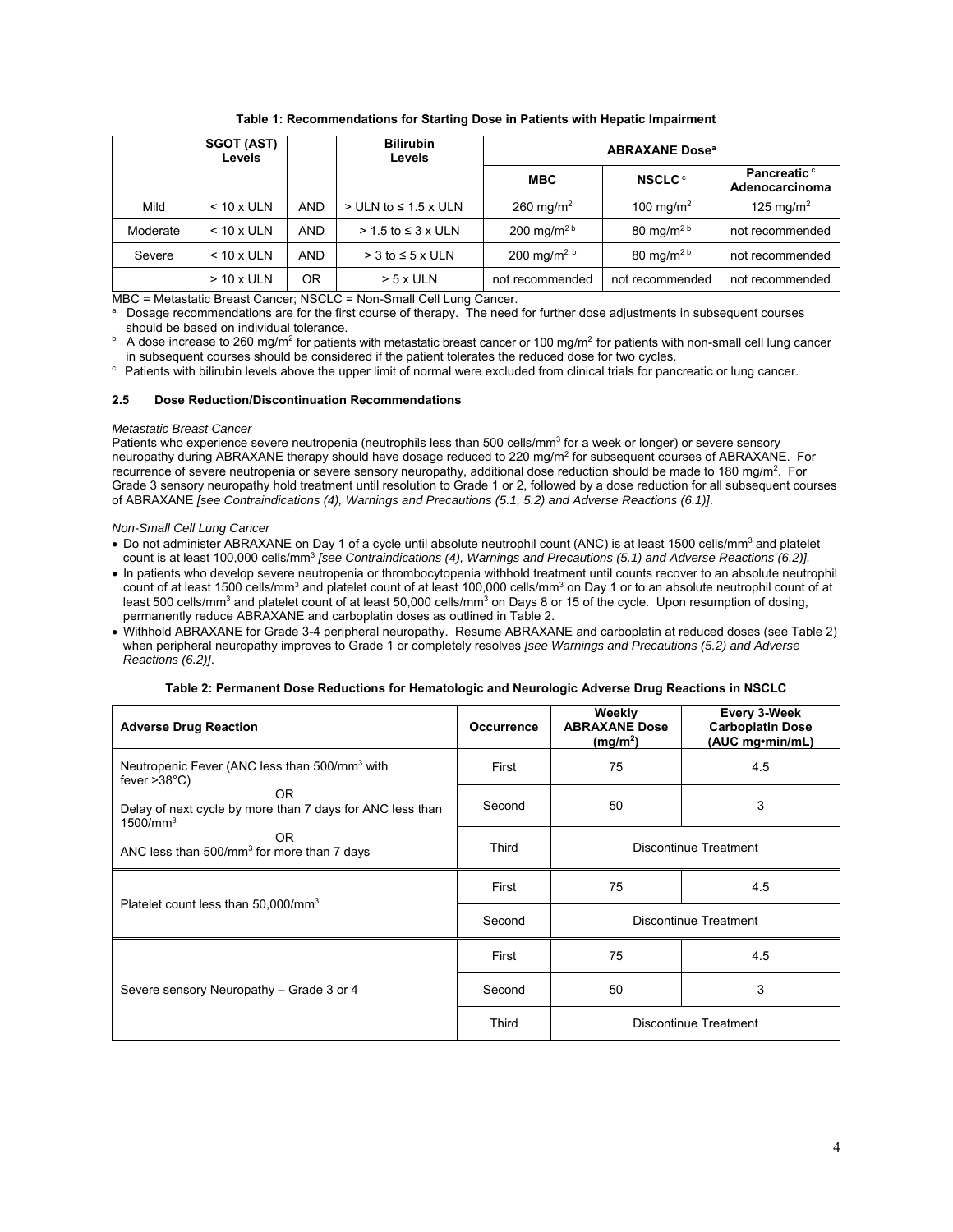**Table 1: Recommendations for Starting Dose in Patients with Hepatic Impairment**

| | SGOT (AST) Levels | | Bilirubin Levels | ABRAXANE Dose[a] | | |
|---|---|---|---|---|---|---|
| | | | | MBC | NSCLC[c] | Pancreatic[c] Adenocarcinoma |
| Mild | < 10 x ULN | AND | > ULN to ≤ 1.5 x ULN | 260 mg/m$^2$ | 100 mg/m$^2$ | 125 mg/m$^2$ |
| Moderate | < 10 x ULN | AND | > 1.5 to ≤ 3 x ULN | 200 mg/m$^2$ [b] | 80 mg/m$^2$ [b] | not recommended |
| Severe | < 10 x ULN | AND | > 3 to ≤ 5 x ULN | 200 mg/m$^2$ [b] | 80 mg/m$^2$ [b] | not recommended |
| | > 10 x ULN | OR | > 5 x ULN | not recommended | not recommended | not recommended |

MBC = Metastatic Breast Cancer; NSCLC = Non-Small Cell Lung Cancer.

[a] Dosage recommendations are for the first course of therapy. The need for further dose adjustments in subsequent courses should be based on individual tolerance.

[b] A dose increase to 260 mg/m$^2$ for patients with metastatic breast cancer or 100 mg/m$^2$ for patients with non-small cell lung cancer in subsequent courses should be considered if the patient tolerates the reduced dose for two cycles.

[c] Patients with bilirubin levels above the upper limit of normal were excluded from clinical trials for pancreatic or lung cancer.

### 2.5 Dose Reduction/Discontinuation Recommendations

*Metastatic Breast Cancer*

Patients who experience severe neutropenia (neutrophils less than 500 cells/mm$^3$ for a week or longer) or severe sensory neuropathy during ABRAXANE therapy should have dosage reduced to 220 mg/m$^2$ for subsequent courses of ABRAXANE. For recurrence of severe neutropenia or severe sensory neuropathy, additional dose reduction should be made to 180 mg/m$^2$. For Grade 3 sensory neuropathy hold treatment until resolution to Grade 1 or 2, followed by a dose reduction for all subsequent courses of ABRAXANE *[see Contraindications (4), Warnings and Precautions (5.1, 5.2) and Adverse Reactions (6.1)]*.

*Non-Small Cell Lung Cancer*

- Do not administer ABRAXANE on Day 1 of a cycle until absolute neutrophil count (ANC) is at least 1500 cells/mm$^3$ and platelet count is at least 100,000 cells/mm$^3$ *[see Contraindications (4), Warnings and Precautions (5.1) and Adverse Reactions (6.2)]*.
- In patients who develop severe neutropenia or thrombocytopenia withhold treatment until counts recover to an absolute neutrophil count of at least 1500 cells/mm$^3$ and platelet count of at least 100,000 cells/mm$^3$ on Day 1 or to an absolute neutrophil count of at least 500 cells/mm$^3$ and platelet count of at least 50,000 cells/mm$^3$ on Days 8 or 15 of the cycle. Upon resumption of dosing, permanently reduce ABRAXANE and carboplatin doses as outlined in Table 2.
- Withhold ABRAXANE for Grade 3-4 peripheral neuropathy. Resume ABRAXANE and carboplatin at reduced doses (see Table 2) when peripheral neuropathy improves to Grade 1 or completely resolves *[see Warnings and Precautions (5.2) and Adverse Reactions (6.2)]*.

**Table 2: Permanent Dose Reductions for Hematologic and Neurologic Adverse Drug Reactions in NSCLC**

| Adverse Drug Reaction | Occurrence | Weekly ABRAXANE Dose (mg/m$^2$) | Every 3-Week Carboplatin Dose (AUC mg•min/mL) |
|---|---|---|---|
| Neutropenic Fever (ANC less than 500/mm$^3$ with fever >38°C) OR Delay of next cycle by more than 7 days for ANC less than 1500/mm$^3$ OR ANC less than 500/mm$^3$ for more than 7 days | First | 75 | 4.5 |
| | Second | 50 | 3 |
| | Third | Discontinue Treatment | |
| Platelet count less than 50,000/mm$^3$ | First | 75 | 4.5 |
| | Second | Discontinue Treatment | |
| Severe sensory Neuropathy – Grade 3 or 4 | First | 75 | 4.5 |
| | Second | 50 | 3 |
| | Third | Discontinue Treatment | |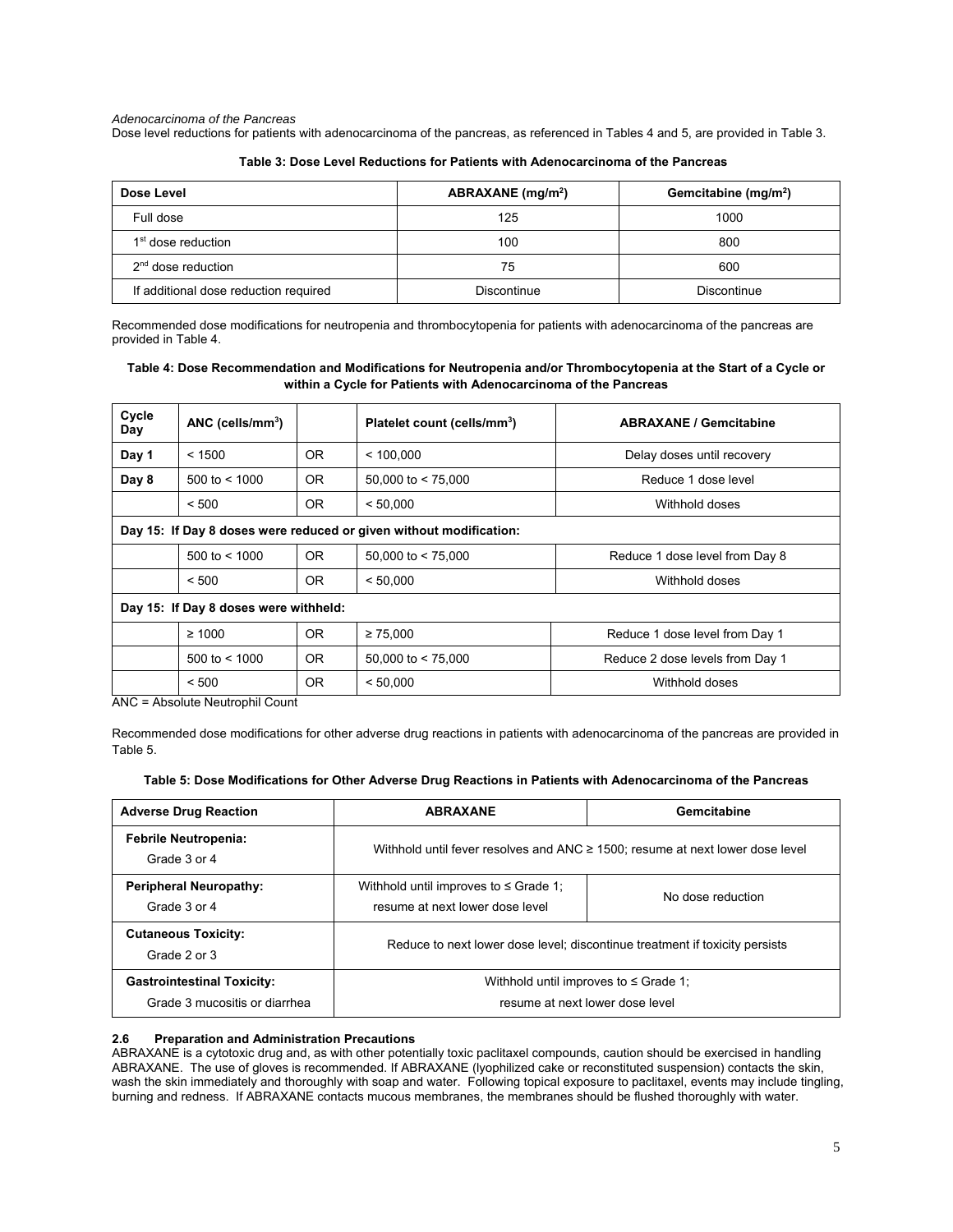*Adenocarcinoma of the Pancreas*

Dose level reductions for patients with adenocarcinoma of the pancreas, as referenced in Tables 4 and 5, are provided in Table 3.

**Table 3: Dose Level Reductions for Patients with Adenocarcinoma of the Pancreas**

| Dose Level | ABRAXANE ($mg/m^2$) | Gemcitabine ($mg/m^2$) |
|---|---|---|
| Full dose | 125 | 1000 |
| 1st dose reduction | 100 | 800 |
| 2nd dose reduction | 75 | 600 |
| If additional dose reduction required | Discontinue | Discontinue |

Recommended dose modifications for neutropenia and thrombocytopenia for patients with adenocarcinoma of the pancreas are provided in Table 4.

**Table 4: Dose Recommendation and Modifications for Neutropenia and/or Thrombocytopenia at the Start of a Cycle or within a Cycle for Patients with Adenocarcinoma of the Pancreas**

| Cycle Day | ANC ($cells/mm^3$) | | Platelet count ($cells/mm^3$) | ABRAXANE / Gemcitabine |
|---|---|---|---|---|
| **Day 1** | < 1500 | OR | < 100,000 | Delay doses until recovery |
| **Day 8** | 500 to < 1000 | OR | 50,000 to < 75,000 | Reduce 1 dose level |
| | < 500 | OR | < 50,000 | Withhold doses |
| **Day 15: If Day 8 doses were reduced or given without modification:** | | | | |
| | 500 to < 1000 | OR | 50,000 to < 75,000 | Reduce 1 dose level from Day 8 |
| | < 500 | OR | < 50,000 | Withhold doses |
| **Day 15: If Day 8 doses were withheld:** | | | | |
| | ≥ 1000 | OR | ≥ 75,000 | Reduce 1 dose level from Day 1 |
| | 500 to < 1000 | OR | 50,000 to < 75,000 | Reduce 2 dose levels from Day 1 |
| | < 500 | OR | < 50,000 | Withhold doses |

ANC = Absolute Neutrophil Count

Recommended dose modifications for other adverse drug reactions in patients with adenocarcinoma of the pancreas are provided in Table 5.

**Table 5: Dose Modifications for Other Adverse Drug Reactions in Patients with Adenocarcinoma of the Pancreas**

| Adverse Drug Reaction | ABRAXANE | Gemcitabine |
|---|---|---|
| **Febrile Neutropenia:** Grade 3 or 4 | Withhold until fever resolves and ANC ≥ 1500; resume at next lower dose level | |
| **Peripheral Neuropathy:** Grade 3 or 4 | Withhold until improves to ≤ Grade 1; resume at next lower dose level | No dose reduction |
| **Cutaneous Toxicity:** Grade 2 or 3 | Reduce to next lower dose level; discontinue treatment if toxicity persists | |
| **Gastrointestinal Toxicity:** Grade 3 mucositis or diarrhea | Withhold until improves to ≤ Grade 1; resume at next lower dose level | |

### 2.6 Preparation and Administration Precautions

ABRAXANE is a cytotoxic drug and, as with other potentially toxic paclitaxel compounds, caution should be exercised in handling ABRAXANE. The use of gloves is recommended. If ABRAXANE (lyophilized cake or reconstituted suspension) contacts the skin, wash the skin immediately and thoroughly with soap and water. Following topical exposure to paclitaxel, events may include tingling, burning and redness. If ABRAXANE contacts mucous membranes, the membranes should be flushed thoroughly with water.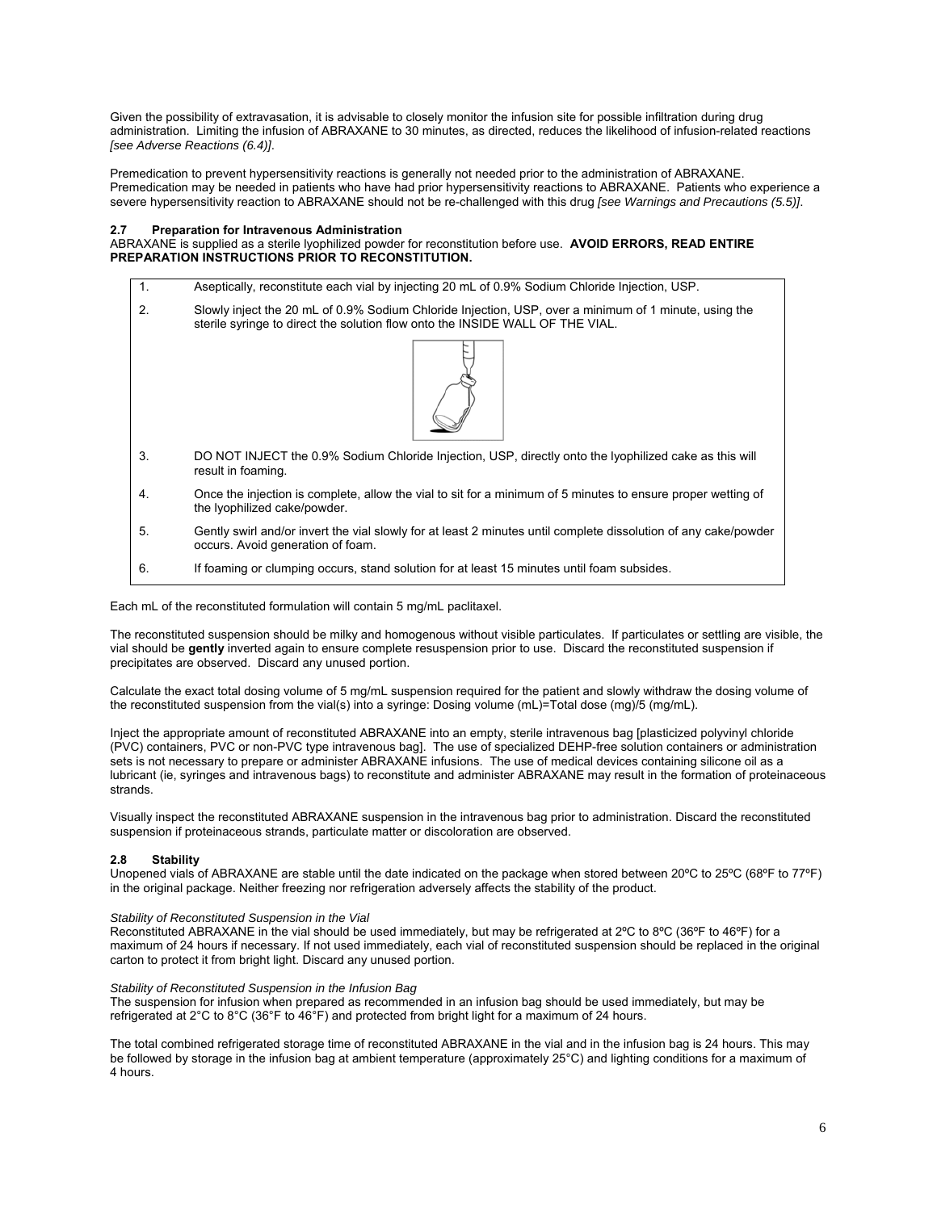Given the possibility of extravasation, it is advisable to closely monitor the infusion site for possible infiltration during drug administration. Limiting the infusion of ABRAXANE to 30 minutes, as directed, reduces the likelihood of infusion-related reactions *[see Adverse Reactions (6.4)]*.

Premedication to prevent hypersensitivity reactions is generally not needed prior to the administration of ABRAXANE. Premedication may be needed in patients who have had prior hypersensitivity reactions to ABRAXANE. Patients who experience a severe hypersensitivity reaction to ABRAXANE should not be re-challenged with this drug *[see Warnings and Precautions (5.5)]*.

### 2.7 Preparation for Intravenous Administration

ABRAXANE is supplied as a sterile lyophilized powder for reconstitution before use. **AVOID ERRORS, READ ENTIRE PREPARATION INSTRUCTIONS PRIOR TO RECONSTITUTION.**

| | |
|---|---|
| 1. | Aseptically, reconstitute each vial by injecting 20 mL of 0.9% Sodium Chloride Injection, USP. |
| 2. | Slowly inject the 20 mL of 0.9% Sodium Chloride Injection, USP, over a minimum of 1 minute, using the sterile syringe to direct the solution flow onto the INSIDE WALL OF THE VIAL. |
| 3. | DO NOT INJECT the 0.9% Sodium Chloride Injection, USP, directly onto the lyophilized cake as this will result in foaming. |
| 4. | Once the injection is complete, allow the vial to sit for a minimum of 5 minutes to ensure proper wetting of the lyophilized cake/powder. |
| 5. | Gently swirl and/or invert the vial slowly for at least 2 minutes until complete dissolution of any cake/powder occurs. Avoid generation of foam. |
| 6. | If foaming or clumping occurs, stand solution for at least 15 minutes until foam subsides. |

Each mL of the reconstituted formulation will contain 5 mg/mL paclitaxel.

The reconstituted suspension should be milky and homogenous without visible particulates. If particulates or settling are visible, the vial should be **gently** inverted again to ensure complete resuspension prior to use. Discard the reconstituted suspension if precipitates are observed. Discard any unused portion.

Calculate the exact total dosing volume of 5 mg/mL suspension required for the patient and slowly withdraw the dosing volume of the reconstituted suspension from the vial(s) into a syringe: Dosing volume (mL)=Total dose (mg)/5 (mg/mL).

Inject the appropriate amount of reconstituted ABRAXANE into an empty, sterile intravenous bag [plasticized polyvinyl chloride (PVC) containers, PVC or non-PVC type intravenous bag]. The use of specialized DEHP-free solution containers or administration sets is not necessary to prepare or administer ABRAXANE infusions. The use of medical devices containing silicone oil as a lubricant (ie, syringes and intravenous bags) to reconstitute and administer ABRAXANE may result in the formation of proteinaceous strands.

Visually inspect the reconstituted ABRAXANE suspension in the intravenous bag prior to administration. Discard the reconstituted suspension if proteinaceous strands, particulate matter or discoloration are observed.

### 2.8 Stability

Unopened vials of ABRAXANE are stable until the date indicated on the package when stored between 20ºC to 25ºC (68ºF to 77ºF) in the original package. Neither freezing nor refrigeration adversely affects the stability of the product.

*Stability of Reconstituted Suspension in the Vial*

Reconstituted ABRAXANE in the vial should be used immediately, but may be refrigerated at 2ºC to 8ºC (36ºF to 46ºF) for a maximum of 24 hours if necessary. If not used immediately, each vial of reconstituted suspension should be replaced in the original carton to protect it from bright light. Discard any unused portion.

*Stability of Reconstituted Suspension in the Infusion Bag*

The suspension for infusion when prepared as recommended in an infusion bag should be used immediately, but may be refrigerated at 2°C to 8°C (36°F to 46°F) and protected from bright light for a maximum of 24 hours.

The total combined refrigerated storage time of reconstituted ABRAXANE in the vial and in the infusion bag is 24 hours. This may be followed by storage in the infusion bag at ambient temperature (approximately 25°C) and lighting conditions for a maximum of 4 hours.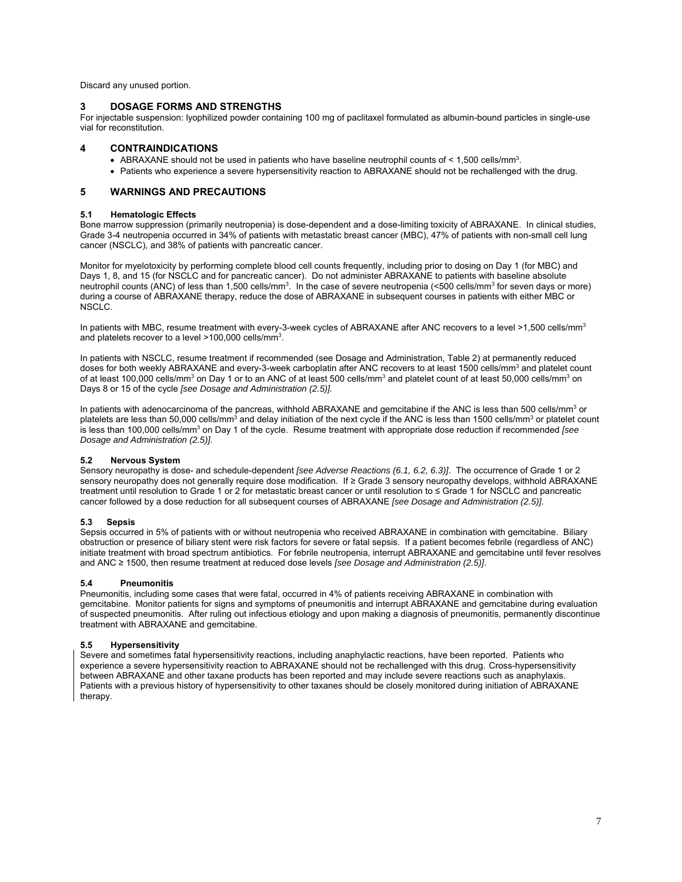Discard any unused portion.

## 3 DOSAGE FORMS AND STRENGTHS

For injectable suspension: lyophilized powder containing 100 mg of paclitaxel formulated as albumin-bound particles in single-use vial for reconstitution.

## 4 CONTRAINDICATIONS

- ABRAXANE should not be used in patients who have baseline neutrophil counts of < 1,500 cells/mm$^3$.
- Patients who experience a severe hypersensitivity reaction to ABRAXANE should not be rechallenged with the drug.

## 5 WARNINGS AND PRECAUTIONS

### 5.1 Hematologic Effects

Bone marrow suppression (primarily neutropenia) is dose-dependent and a dose-limiting toxicity of ABRAXANE. In clinical studies, Grade 3-4 neutropenia occurred in 34% of patients with metastatic breast cancer (MBC), 47% of patients with non-small cell lung cancer (NSCLC), and 38% of patients with pancreatic cancer.

Monitor for myelotoxicity by performing complete blood cell counts frequently, including prior to dosing on Day 1 (for MBC) and Days 1, 8, and 15 (for NSCLC and for pancreatic cancer). Do not administer ABRAXANE to patients with baseline absolute neutrophil counts (ANC) of less than 1,500 cells/mm$^3$. In the case of severe neutropenia (<500 cells/mm$^3$ for seven days or more) during a course of ABRAXANE therapy, reduce the dose of ABRAXANE in subsequent courses in patients with either MBC or NSCLC.

In patients with MBC, resume treatment with every-3-week cycles of ABRAXANE after ANC recovers to a level >1,500 cells/mm$^3$ and platelets recover to a level >100,000 cells/mm$^3$.

In patients with NSCLC, resume treatment if recommended (see Dosage and Administration, Table 2) at permanently reduced doses for both weekly ABRAXANE and every-3-week carboplatin after ANC recovers to at least 1500 cells/mm$^3$ and platelet count of at least 100,000 cells/mm$^3$ on Day 1 or to an ANC of at least 500 cells/mm$^3$ and platelet count of at least 50,000 cells/mm$^3$ on Days 8 or 15 of the cycle *[see Dosage and Administration (2.5)].*

In patients with adenocarcinoma of the pancreas, withhold ABRAXANE and gemcitabine if the ANC is less than 500 cells/mm$^3$ or platelets are less than 50,000 cells/mm$^3$ and delay initiation of the next cycle if the ANC is less than 1500 cells/mm$^3$ or platelet count is less than 100,000 cells/mm$^3$ on Day 1 of the cycle. Resume treatment with appropriate dose reduction if recommended *[see Dosage and Administration (2.5)].*

### 5.2 Nervous System

Sensory neuropathy is dose- and schedule-dependent *[see Adverse Reactions (6.1, 6.2, 6.3)]*. The occurrence of Grade 1 or 2 sensory neuropathy does not generally require dose modification. If ≥ Grade 3 sensory neuropathy develops, withhold ABRAXANE treatment until resolution to Grade 1 or 2 for metastatic breast cancer or until resolution to ≤ Grade 1 for NSCLC and pancreatic cancer followed by a dose reduction for all subsequent courses of ABRAXANE *[see Dosage and Administration (2.5)]*.

### 5.3 Sepsis

Sepsis occurred in 5% of patients with or without neutropenia who received ABRAXANE in combination with gemcitabine. Biliary obstruction or presence of biliary stent were risk factors for severe or fatal sepsis. If a patient becomes febrile (regardless of ANC) initiate treatment with broad spectrum antibiotics. For febrile neutropenia, interrupt ABRAXANE and gemcitabine until fever resolves and ANC ≥ 1500, then resume treatment at reduced dose levels *[see Dosage and Administration (2.5)]*.

### 5.4 Pneumonitis

Pneumonitis, including some cases that were fatal, occurred in 4% of patients receiving ABRAXANE in combination with gemcitabine. Monitor patients for signs and symptoms of pneumonitis and interrupt ABRAXANE and gemcitabine during evaluation of suspected pneumonitis. After ruling out infectious etiology and upon making a diagnosis of pneumonitis, permanently discontinue treatment with ABRAXANE and gemcitabine.

### 5.5 Hypersensitivity

Severe and sometimes fatal hypersensitivity reactions, including anaphylactic reactions, have been reported. Patients who experience a severe hypersensitivity reaction to ABRAXANE should not be rechallenged with this drug. Cross-hypersensitivity between ABRAXANE and other taxane products has been reported and may include severe reactions such as anaphylaxis. Patients with a previous history of hypersensitivity to other taxanes should be closely monitored during initiation of ABRAXANE therapy.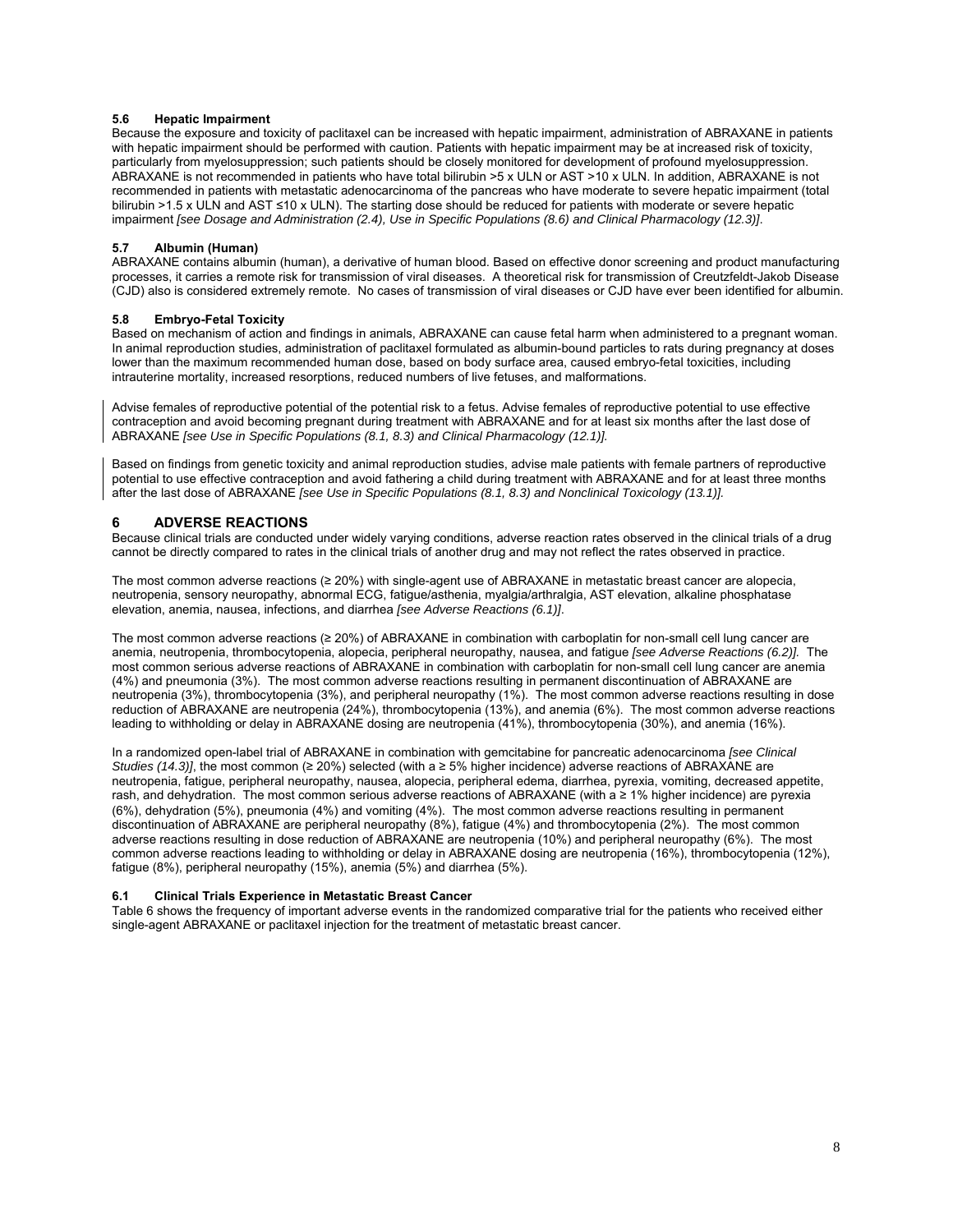### 5.6 Hepatic Impairment

Because the exposure and toxicity of paclitaxel can be increased with hepatic impairment, administration of ABRAXANE in patients with hepatic impairment should be performed with caution. Patients with hepatic impairment may be at increased risk of toxicity, particularly from myelosuppression; such patients should be closely monitored for development of profound myelosuppression. ABRAXANE is not recommended in patients who have total bilirubin >5 x ULN or AST >10 x ULN. In addition, ABRAXANE is not recommended in patients with metastatic adenocarcinoma of the pancreas who have moderate to severe hepatic impairment (total bilirubin >1.5 x ULN and AST ≤10 x ULN). The starting dose should be reduced for patients with moderate or severe hepatic impairment *[see Dosage and Administration (2.4), Use in Specific Populations (8.6) and Clinical Pharmacology (12.3)]*.

### 5.7 Albumin (Human)

ABRAXANE contains albumin (human), a derivative of human blood. Based on effective donor screening and product manufacturing processes, it carries a remote risk for transmission of viral diseases. A theoretical risk for transmission of Creutzfeldt-Jakob Disease (CJD) also is considered extremely remote. No cases of transmission of viral diseases or CJD have ever been identified for albumin.

### 5.8 Embryo-Fetal Toxicity

Based on mechanism of action and findings in animals, ABRAXANE can cause fetal harm when administered to a pregnant woman. In animal reproduction studies, administration of paclitaxel formulated as albumin-bound particles to rats during pregnancy at doses lower than the maximum recommended human dose, based on body surface area, caused embryo-fetal toxicities, including intrauterine mortality, increased resorptions, reduced numbers of live fetuses, and malformations.

Advise females of reproductive potential of the potential risk to a fetus. Advise females of reproductive potential to use effective contraception and avoid becoming pregnant during treatment with ABRAXANE and for at least six months after the last dose of ABRAXANE *[see Use in Specific Populations (8.1, 8.3) and Clinical Pharmacology (12.1)].*

Based on findings from genetic toxicity and animal reproduction studies, advise male patients with female partners of reproductive potential to use effective contraception and avoid fathering a child during treatment with ABRAXANE and for at least three months after the last dose of ABRAXANE *[see Use in Specific Populations (8.1, 8.3) and Nonclinical Toxicology (13.1)].*

## 6 ADVERSE REACTIONS

Because clinical trials are conducted under widely varying conditions, adverse reaction rates observed in the clinical trials of a drug cannot be directly compared to rates in the clinical trials of another drug and may not reflect the rates observed in practice.

The most common adverse reactions (≥ 20%) with single-agent use of ABRAXANE in metastatic breast cancer are alopecia, neutropenia, sensory neuropathy, abnormal ECG, fatigue/asthenia, myalgia/arthralgia, AST elevation, alkaline phosphatase elevation, anemia, nausea, infections, and diarrhea *[see Adverse Reactions (6.1)]*.

The most common adverse reactions (≥ 20%) of ABRAXANE in combination with carboplatin for non-small cell lung cancer are anemia, neutropenia, thrombocytopenia, alopecia, peripheral neuropathy, nausea, and fatigue *[see Adverse Reactions (6.2)].* The most common serious adverse reactions of ABRAXANE in combination with carboplatin for non-small cell lung cancer are anemia (4%) and pneumonia (3%). The most common adverse reactions resulting in permanent discontinuation of ABRAXANE are neutropenia (3%), thrombocytopenia (3%), and peripheral neuropathy (1%). The most common adverse reactions resulting in dose reduction of ABRAXANE are neutropenia (24%), thrombocytopenia (13%), and anemia (6%). The most common adverse reactions leading to withholding or delay in ABRAXANE dosing are neutropenia (41%), thrombocytopenia (30%), and anemia (16%).

In a randomized open-label trial of ABRAXANE in combination with gemcitabine for pancreatic adenocarcinoma *[see Clinical Studies (14.3)]*, the most common (≥ 20%) selected (with a ≥ 5% higher incidence) adverse reactions of ABRAXANE are neutropenia, fatigue, peripheral neuropathy, nausea, alopecia, peripheral edema, diarrhea, pyrexia, vomiting, decreased appetite, rash, and dehydration. The most common serious adverse reactions of ABRAXANE (with a ≥ 1% higher incidence) are pyrexia (6%), dehydration (5%), pneumonia (4%) and vomiting (4%). The most common adverse reactions resulting in permanent discontinuation of ABRAXANE are peripheral neuropathy (8%), fatigue (4%) and thrombocytopenia (2%). The most common adverse reactions resulting in dose reduction of ABRAXANE are neutropenia (10%) and peripheral neuropathy (6%). The most common adverse reactions leading to withholding or delay in ABRAXANE dosing are neutropenia (16%), thrombocytopenia (12%), fatigue (8%), peripheral neuropathy (15%), anemia (5%) and diarrhea (5%).

### 6.1 Clinical Trials Experience in Metastatic Breast Cancer

Table 6 shows the frequency of important adverse events in the randomized comparative trial for the patients who received either single-agent ABRAXANE or paclitaxel injection for the treatment of metastatic breast cancer.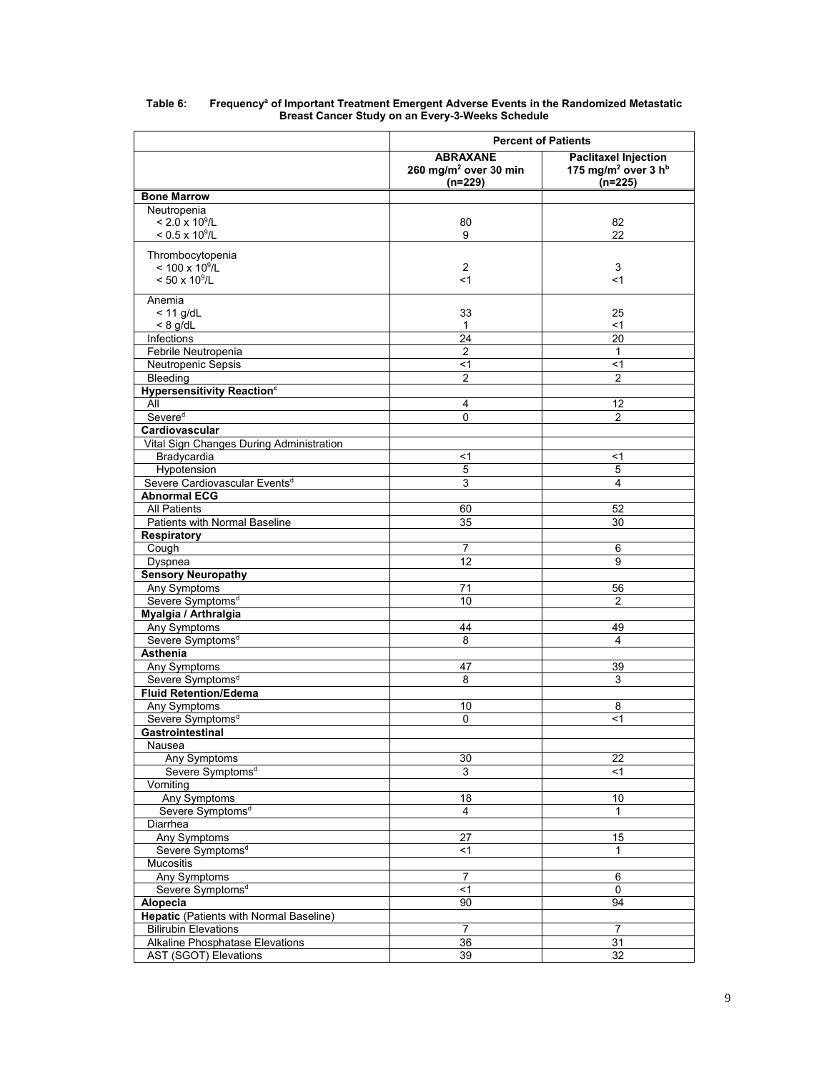**Table 6: Frequency[a] of Important Treatment Emergent Adverse Events in the Randomized Metastatic Breast Cancer Study on an Every-3-Weeks Schedule**

| | Percent of Patients | |
|---|---|---|
| | **ABRAXANE 260 mg/m² over 30 min (n=229)** | **Paclitaxel Injection 175 mg/m² over 3 h[b] (n=225)** |
| **Bone Marrow** | | |
| Neutropenia | | |
| $< 2.0 \times 10^9$/L | 80 | 82 |
| $< 0.5 \times 10^9$/L | 9 | 22 |
| Thrombocytopenia | | |
| $< 100 \times 10^9$/L | 2 | 3 |
| $< 50 \times 10^9$/L | <1 | <1 |
| Anemia | | |
| < 11 g/dL | 33 | 25 |
| < 8 g/dL | 1 | <1 |
| Infections | 24 | 20 |
| Febrile Neutropenia | 2 | 1 |
| Neutropenic Sepsis | <1 | <1 |
| Bleeding | 2 | 2 |
| **Hypersensitivity Reaction[c]** | | |
| All | 4 | 12 |
| Severe[d] | 0 | 2 |
| **Cardiovascular** | | |
| Vital Sign Changes During Administration | | |
| Bradycardia | <1 | <1 |
| Hypotension | 5 | 5 |
| Severe Cardiovascular Events[d] | 3 | 4 |
| **Abnormal ECG** | | |
| All Patients | 60 | 52 |
| Patients with Normal Baseline | 35 | 30 |
| **Respiratory** | | |
| Cough | 7 | 6 |
| Dyspnea | 12 | 9 |
| **Sensory Neuropathy** | | |
| Any Symptoms | 71 | 56 |
| Severe Symptoms[d] | 10 | 2 |
| **Myalgia / Arthralgia** | | |
| Any Symptoms | 44 | 49 |
| Severe Symptoms[d] | 8 | 4 |
| **Asthenia** | | |
| Any Symptoms | 47 | 39 |
| Severe Symptoms[d] | 8 | 3 |
| **Fluid Retention/Edema** | | |
| Any Symptoms | 10 | 8 |
| Severe Symptoms[d] | 0 | <1 |
| **Gastrointestinal** | | |
| Nausea | | |
| Any Symptoms | 30 | 22 |
| Severe Symptoms[d] | 3 | <1 |
| Vomiting | | |
| Any Symptoms | 18 | 10 |
| Severe Symptoms[d] | 4 | 1 |
| Diarrhea | | |
| Any Symptoms | 27 | 15 |
| Severe Symptoms[d] | <1 | 1 |
| Mucositis | | |
| Any Symptoms | 7 | 6 |
| Severe Symptoms[d] | <1 | 0 |
| **Alopecia** | 90 | 94 |
| **Hepatic** (Patients with Normal Baseline) | | |
| Bilirubin Elevations | 7 | 7 |
| Alkaline Phosphatase Elevations | 36 | 31 |
| AST (SGOT) Elevations | 39 | 32 |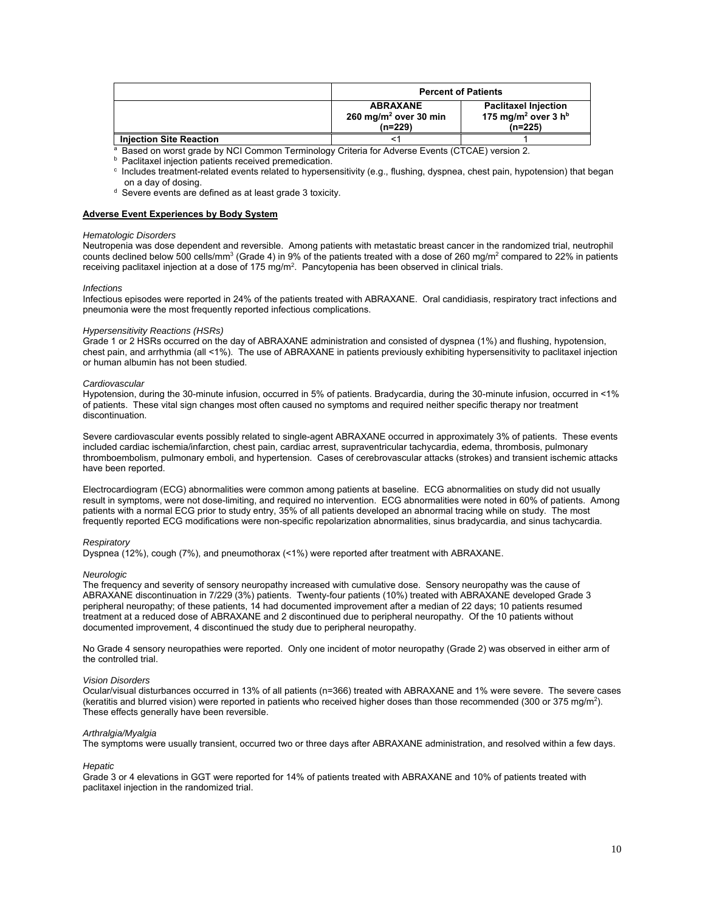| | Percent of Patients | |
|---|---|---|
| | **ABRAXANE 260 mg/m² over 30 min (n=229)** | **Paclitaxel Injection 175 mg/m² over 3 h[b] (n=225)** |
| **Injection Site Reaction** | <1 | 1 |

[a] Based on worst grade by NCI Common Terminology Criteria for Adverse Events (CTCAE) version 2.
[b] Paclitaxel injection patients received premedication.
[c] Includes treatment-related events related to hypersensitivity (e.g., flushing, dyspnea, chest pain, hypotension) that began on a day of dosing.
[d] Severe events are defined as at least grade 3 toxicity.

**Adverse Event Experiences by Body System**

*Hematologic Disorders*
Neutropenia was dose dependent and reversible. Among patients with metastatic breast cancer in the randomized trial, neutrophil counts declined below 500 cells/mm³ (Grade 4) in 9% of the patients treated with a dose of 260 mg/m² compared to 22% in patients receiving paclitaxel injection at a dose of 175 mg/m². Pancytopenia has been observed in clinical trials.

*Infections*
Infectious episodes were reported in 24% of the patients treated with ABRAXANE. Oral candidiasis, respiratory tract infections and pneumonia were the most frequently reported infectious complications.

*Hypersensitivity Reactions (HSRs)*
Grade 1 or 2 HSRs occurred on the day of ABRAXANE administration and consisted of dyspnea (1%) and flushing, hypotension, chest pain, and arrhythmia (all <1%). The use of ABRAXANE in patients previously exhibiting hypersensitivity to paclitaxel injection or human albumin has not been studied.

*Cardiovascular*
Hypotension, during the 30-minute infusion, occurred in 5% of patients. Bradycardia, during the 30-minute infusion, occurred in <1% of patients. These vital sign changes most often caused no symptoms and required neither specific therapy nor treatment discontinuation.

Severe cardiovascular events possibly related to single-agent ABRAXANE occurred in approximately 3% of patients. These events included cardiac ischemia/infarction, chest pain, cardiac arrest, supraventricular tachycardia, edema, thrombosis, pulmonary thromboembolism, pulmonary emboli, and hypertension. Cases of cerebrovascular attacks (strokes) and transient ischemic attacks have been reported.

Electrocardiogram (ECG) abnormalities were common among patients at baseline. ECG abnormalities on study did not usually result in symptoms, were not dose-limiting, and required no intervention. ECG abnormalities were noted in 60% of patients. Among patients with a normal ECG prior to study entry, 35% of all patients developed an abnormal tracing while on study. The most frequently reported ECG modifications were non-specific repolarization abnormalities, sinus bradycardia, and sinus tachycardia.

*Respiratory*
Dyspnea (12%), cough (7%), and pneumothorax (<1%) were reported after treatment with ABRAXANE.

*Neurologic*
The frequency and severity of sensory neuropathy increased with cumulative dose. Sensory neuropathy was the cause of ABRAXANE discontinuation in 7/229 (3%) patients. Twenty-four patients (10%) treated with ABRAXANE developed Grade 3 peripheral neuropathy; of these patients, 14 had documented improvement after a median of 22 days; 10 patients resumed treatment at a reduced dose of ABRAXANE and 2 discontinued due to peripheral neuropathy. Of the 10 patients without documented improvement, 4 discontinued the study due to peripheral neuropathy.

No Grade 4 sensory neuropathies were reported. Only one incident of motor neuropathy (Grade 2) was observed in either arm of the controlled trial.

*Vision Disorders*
Ocular/visual disturbances occurred in 13% of all patients (n=366) treated with ABRAXANE and 1% were severe. The severe cases (keratitis and blurred vision) were reported in patients who received higher doses than those recommended (300 or 375 mg/m²). These effects generally have been reversible.

*Arthralgia/Myalgia*
The symptoms were usually transient, occurred two or three days after ABRAXANE administration, and resolved within a few days.

*Hepatic*
Grade 3 or 4 elevations in GGT were reported for 14% of patients treated with ABRAXANE and 10% of patients treated with paclitaxel injection in the randomized trial.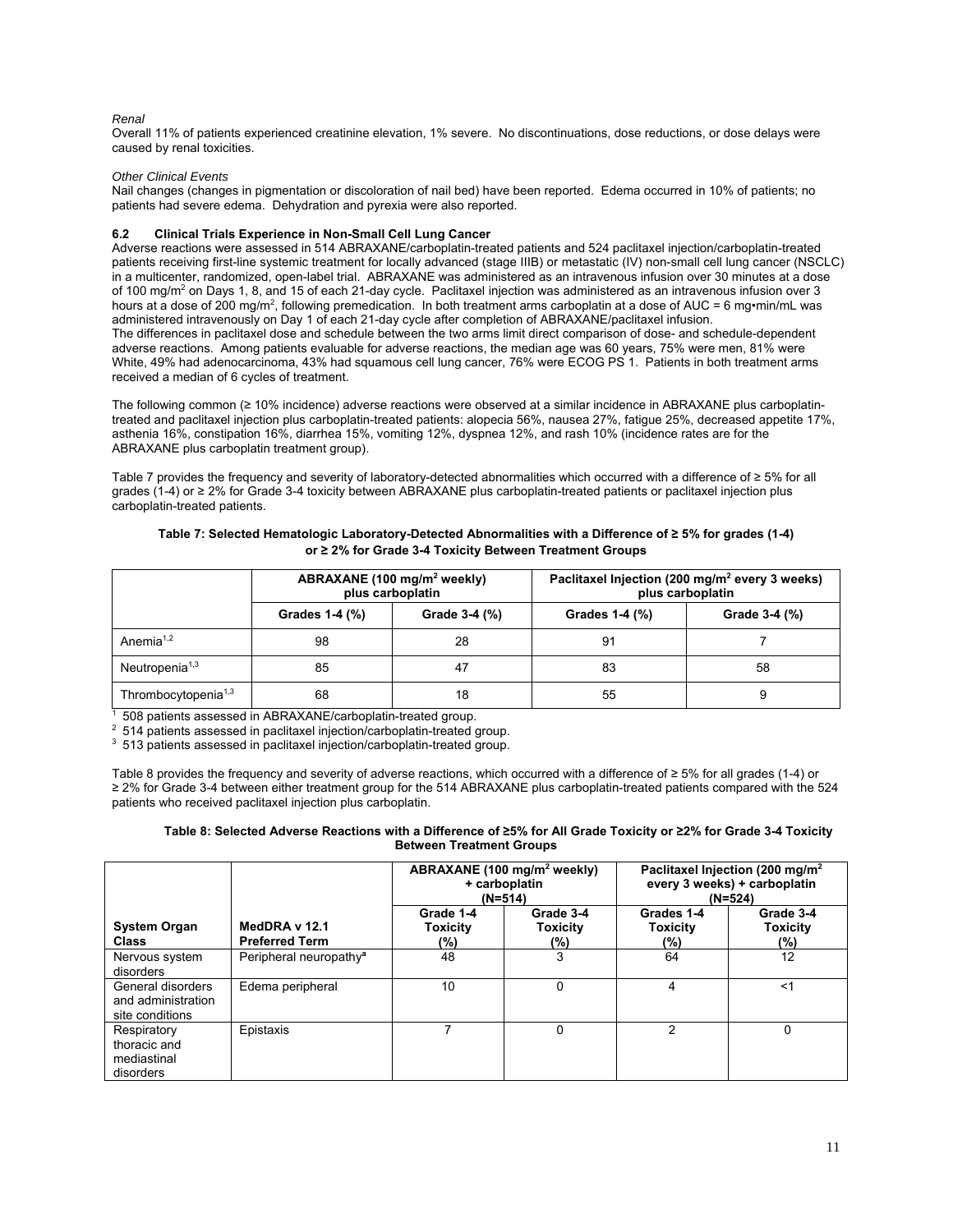*Renal*

Overall 11% of patients experienced creatinine elevation, 1% severe. No discontinuations, dose reductions, or dose delays were caused by renal toxicities.

*Other Clinical Events*

Nail changes (changes in pigmentation or discoloration of nail bed) have been reported. Edema occurred in 10% of patients; no patients had severe edema. Dehydration and pyrexia were also reported.

### 6.2 Clinical Trials Experience in Non-Small Cell Lung Cancer

Adverse reactions were assessed in 514 ABRAXANE/carboplatin-treated patients and 524 paclitaxel injection/carboplatin-treated patients receiving first-line systemic treatment for locally advanced (stage IIIB) or metastatic (IV) non-small cell lung cancer (NSCLC) in a multicenter, randomized, open-label trial. ABRAXANE was administered as an intravenous infusion over 30 minutes at a dose of 100 mg/m$^2$ on Days 1, 8, and 15 of each 21-day cycle. Paclitaxel injection was administered as an intravenous infusion over 3 hours at a dose of 200 mg/m$^2$, following premedication. In both treatment arms carboplatin at a dose of AUC = 6 mg•min/mL was administered intravenously on Day 1 of each 21-day cycle after completion of ABRAXANE/paclitaxel infusion.
The differences in paclitaxel dose and schedule between the two arms limit direct comparison of dose- and schedule-dependent adverse reactions. Among patients evaluable for adverse reactions, the median age was 60 years, 75% were men, 81% were White, 49% had adenocarcinoma, 43% had squamous cell lung cancer, 76% were ECOG PS 1. Patients in both treatment arms received a median of 6 cycles of treatment.

The following common (≥ 10% incidence) adverse reactions were observed at a similar incidence in ABRAXANE plus carboplatin-treated and paclitaxel injection plus carboplatin-treated patients: alopecia 56%, nausea 27%, fatigue 25%, decreased appetite 17%, asthenia 16%, constipation 16%, diarrhea 15%, vomiting 12%, dyspnea 12%, and rash 10% (incidence rates are for the ABRAXANE plus carboplatin treatment group).

Table 7 provides the frequency and severity of laboratory-detected abnormalities which occurred with a difference of ≥ 5% for all grades (1-4) or ≥ 2% for Grade 3-4 toxicity between ABRAXANE plus carboplatin-treated patients or paclitaxel injection plus carboplatin-treated patients.

**Table 7: Selected Hematologic Laboratory-Detected Abnormalities with a Difference of ≥ 5% for grades (1-4) or ≥ 2% for Grade 3-4 Toxicity Between Treatment Groups**

| | ABRAXANE (100 mg/m$^2$ weekly) plus carboplatin | | Paclitaxel Injection (200 mg/m$^2$ every 3 weeks) plus carboplatin | |
|---|---|---|---|---|
| | Grades 1-4 (%) | Grade 3-4 (%) | Grades 1-4 (%) | Grade 3-4 (%) |
| Anemia[1,2] | 98 | 28 | 91 | 7 |
| Neutropenia[1,3] | 85 | 47 | 83 | 58 |
| Thrombocytopenia[1,3] | 68 | 18 | 55 | 9 |

[1] 508 patients assessed in ABRAXANE/carboplatin-treated group.
[2] 514 patients assessed in paclitaxel injection/carboplatin-treated group.
[3] 513 patients assessed in paclitaxel injection/carboplatin-treated group.

Table 8 provides the frequency and severity of adverse reactions, which occurred with a difference of ≥ 5% for all grades (1-4) or ≥ 2% for Grade 3-4 between either treatment group for the 514 ABRAXANE plus carboplatin-treated patients compared with the 524 patients who received paclitaxel injection plus carboplatin.

**Table 8: Selected Adverse Reactions with a Difference of ≥5% for All Grade Toxicity or ≥2% for Grade 3-4 Toxicity Between Treatment Groups**

| | | ABRAXANE (100 mg/m$^2$ weekly) + carboplatin (N=514) | | Paclitaxel Injection (200 mg/m$^2$ every 3 weeks) + carboplatin (N=524) | |
|---|---|---|---|---|---|
| **System Organ Class** | **MedDRA v 12.1 Preferred Term** | **Grade 1-4 Toxicity (%)** | **Grade 3-4 Toxicity (%)** | **Grades 1-4 Toxicity (%)** | **Grade 3-4 Toxicity (%)** |
| Nervous system disorders | Peripheral neuropathy[a] | 48 | 3 | 64 | 12 |
| General disorders and administration site conditions | Edema peripheral | 10 | 0 | 4 | <1 |
| Respiratory thoracic and mediastinal disorders | Epistaxis | 7 | 0 | 2 | 0 |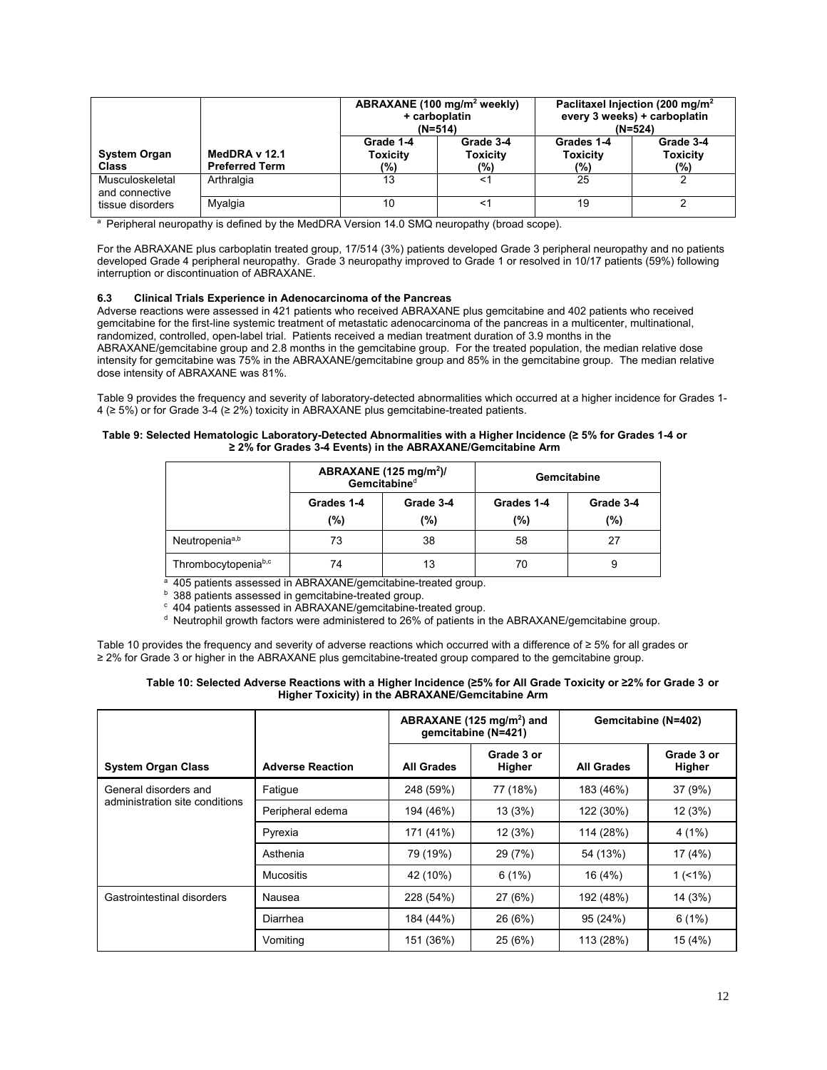| System Organ Class | MedDRA v 12.1 Preferred Term | ABRAXANE (100 mg/m² weekly) + carboplatin (N=514) | | Paclitaxel Injection (200 mg/m² every 3 weeks) + carboplatin (N=524) | |
|---|---|---|---|---|---|
| | | Grade 1-4 Toxicity (%) | Grade 3-4 Toxicity (%) | Grades 1-4 Toxicity (%) | Grade 3-4 Toxicity (%) |
| Musculoskeletal and connective tissue disorders | Arthralgia | 13 | <1 | 25 | 2 |
| | Myalgia | 10 | <1 | 19 | 2 |

[a] Peripheral neuropathy is defined by the MedDRA Version 14.0 SMQ neuropathy (broad scope).

For the ABRAXANE plus carboplatin treated group, 17/514 (3%) patients developed Grade 3 peripheral neuropathy and no patients developed Grade 4 peripheral neuropathy. Grade 3 neuropathy improved to Grade 1 or resolved in 10/17 patients (59%) following interruption or discontinuation of ABRAXANE.

### 6.3 Clinical Trials Experience in Adenocarcinoma of the Pancreas

Adverse reactions were assessed in 421 patients who received ABRAXANE plus gemcitabine and 402 patients who received gemcitabine for the first-line systemic treatment of metastatic adenocarcinoma of the pancreas in a multicenter, multinational, randomized, controlled, open-label trial. Patients received a median treatment duration of 3.9 months in the ABRAXANE/gemcitabine group and 2.8 months in the gemcitabine group. For the treated population, the median relative dose intensity for gemcitabine was 75% in the ABRAXANE/gemcitabine group and 85% in the gemcitabine group. The median relative dose intensity of ABRAXANE was 81%.

Table 9 provides the frequency and severity of laboratory-detected abnormalities which occurred at a higher incidence for Grades 1-4 (≥ 5%) or for Grade 3-4 (≥ 2%) toxicity in ABRAXANE plus gemcitabine-treated patients.

**Table 9: Selected Hematologic Laboratory-Detected Abnormalities with a Higher Incidence (≥ 5% for Grades 1-4 or ≥ 2% for Grades 3-4 Events) in the ABRAXANE/Gemcitabine Arm**

| | ABRAXANE (125 mg/m²)/ Gemcitabine[d] | | Gemcitabine | |
|---|---|---|---|---|
| | Grades 1-4 (%) | Grade 3-4 (%) | Grades 1-4 (%) | Grade 3-4 (%) |
| Neutropenia[a,b] | 73 | 38 | 58 | 27 |
| Thrombocytopenia[b,c] | 74 | 13 | 70 | 9 |

[a] 405 patients assessed in ABRAXANE/gemcitabine-treated group.
[b] 388 patients assessed in gemcitabine-treated group.
[c] 404 patients assessed in ABRAXANE/gemcitabine-treated group.
[d] Neutrophil growth factors were administered to 26% of patients in the ABRAXANE/gemcitabine group.

Table 10 provides the frequency and severity of adverse reactions which occurred with a difference of ≥ 5% for all grades or ≥ 2% for Grade 3 or higher in the ABRAXANE plus gemcitabine-treated group compared to the gemcitabine group.

**Table 10: Selected Adverse Reactions with a Higher Incidence (≥5% for All Grade Toxicity or ≥2% for Grade 3 or Higher Toxicity) in the ABRAXANE/Gemcitabine Arm**

| System Organ Class | Adverse Reaction | ABRAXANE (125 mg/m²) and gemcitabine (N=421) | | Gemcitabine (N=402) | |
|---|---|---|---|---|---|
| | | All Grades | Grade 3 or Higher | All Grades | Grade 3 or Higher |
| General disorders and administration site conditions | Fatigue | 248 (59%) | 77 (18%) | 183 (46%) | 37 (9%) |
| | Peripheral edema | 194 (46%) | 13 (3%) | 122 (30%) | 12 (3%) |
| | Pyrexia | 171 (41%) | 12 (3%) | 114 (28%) | 4 (1%) |
| | Asthenia | 79 (19%) | 29 (7%) | 54 (13%) | 17 (4%) |
| | Mucositis | 42 (10%) | 6 (1%) | 16 (4%) | 1 (<1%) |
| Gastrointestinal disorders | Nausea | 228 (54%) | 27 (6%) | 192 (48%) | 14 (3%) |
| | Diarrhea | 184 (44%) | 26 (6%) | 95 (24%) | 6 (1%) |
| | Vomiting | 151 (36%) | 25 (6%) | 113 (28%) | 15 (4%) |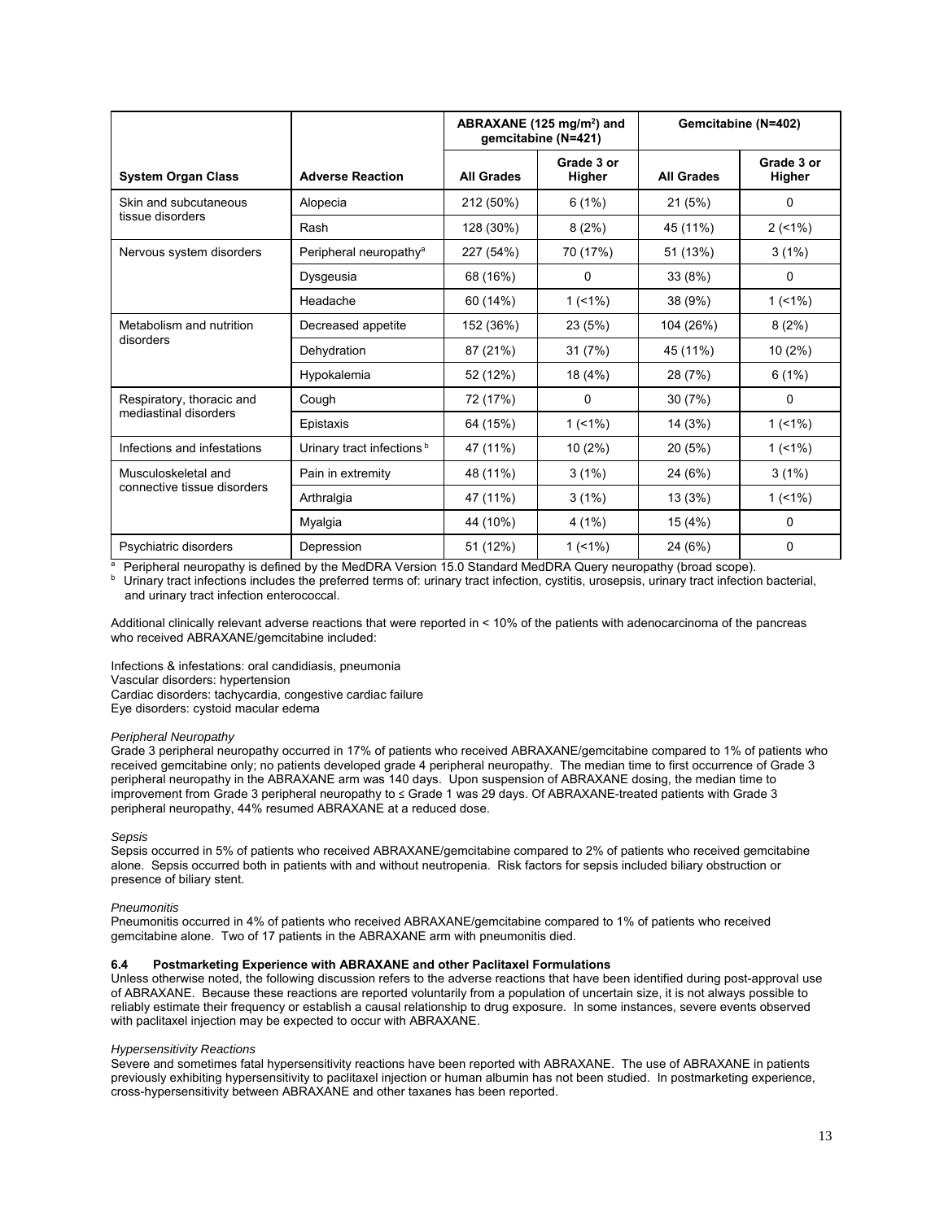| System Organ Class | Adverse Reaction | ABRAXANE (125 mg/m$^2$) and gemcitabine (N=421) | | Gemcitabine (N=402) | |
|---|---|---|---|---|---|
| | | All Grades | Grade 3 or Higher | All Grades | Grade 3 or Higher |
| Skin and subcutaneous tissue disorders | Alopecia | 212 (50%) | 6 (1%) | 21 (5%) | 0 |
| | Rash | 128 (30%) | 8 (2%) | 45 (11%) | 2 (<1%) |
| Nervous system disorders | Peripheral neuropathy[a] | 227 (54%) | 70 (17%) | 51 (13%) | 3 (1%) |
| | Dysgeusia | 68 (16%) | 0 | 33 (8%) | 0 |
| | Headache | 60 (14%) | 1 (<1%) | 38 (9%) | 1 (<1%) |
| Metabolism and nutrition disorders | Decreased appetite | 152 (36%) | 23 (5%) | 104 (26%) | 8 (2%) |
| | Dehydration | 87 (21%) | 31 (7%) | 45 (11%) | 10 (2%) |
| | Hypokalemia | 52 (12%) | 18 (4%) | 28 (7%) | 6 (1%) |
| Respiratory, thoracic and mediastinal disorders | Cough | 72 (17%) | 0 | 30 (7%) | 0 |
| | Epistaxis | 64 (15%) | 1 (<1%) | 14 (3%) | 1 (<1%) |
| Infections and infestations | Urinary tract infections[b] | 47 (11%) | 10 (2%) | 20 (5%) | 1 (<1%) |
| Musculoskeletal and connective tissue disorders | Pain in extremity | 48 (11%) | 3 (1%) | 24 (6%) | 3 (1%) |
| | Arthralgia | 47 (11%) | 3 (1%) | 13 (3%) | 1 (<1%) |
| | Myalgia | 44 (10%) | 4 (1%) | 15 (4%) | 0 |
| Psychiatric disorders | Depression | 51 (12%) | 1 (<1%) | 24 (6%) | 0 |

[a] Peripheral neuropathy is defined by the MedDRA Version 15.0 Standard MedDRA Query neuropathy (broad scope).
[b] Urinary tract infections includes the preferred terms of: urinary tract infection, cystitis, urosepsis, urinary tract infection bacterial, and urinary tract infection enterococcal.

Additional clinically relevant adverse reactions that were reported in < 10% of the patients with adenocarcinoma of the pancreas who received ABRAXANE/gemcitabine included:

Infections & infestations: oral candidiasis, pneumonia
Vascular disorders: hypertension
Cardiac disorders: tachycardia, congestive cardiac failure
Eye disorders: cystoid macular edema

*Peripheral Neuropathy*
Grade 3 peripheral neuropathy occurred in 17% of patients who received ABRAXANE/gemcitabine compared to 1% of patients who received gemcitabine only; no patients developed grade 4 peripheral neuropathy. The median time to first occurrence of Grade 3 peripheral neuropathy in the ABRAXANE arm was 140 days. Upon suspension of ABRAXANE dosing, the median time to improvement from Grade 3 peripheral neuropathy to ≤ Grade 1 was 29 days. Of ABRAXANE-treated patients with Grade 3 peripheral neuropathy, 44% resumed ABRAXANE at a reduced dose.

*Sepsis*
Sepsis occurred in 5% of patients who received ABRAXANE/gemcitabine compared to 2% of patients who received gemcitabine alone. Sepsis occurred both in patients with and without neutropenia. Risk factors for sepsis included biliary obstruction or presence of biliary stent.

*Pneumonitis*
Pneumonitis occurred in 4% of patients who received ABRAXANE/gemcitabine compared to 1% of patients who received gemcitabine alone. Two of 17 patients in the ABRAXANE arm with pneumonitis died.

### 6.4 Postmarketing Experience with ABRAXANE and other Paclitaxel Formulations

Unless otherwise noted, the following discussion refers to the adverse reactions that have been identified during post-approval use of ABRAXANE. Because these reactions are reported voluntarily from a population of uncertain size, it is not always possible to reliably estimate their frequency or establish a causal relationship to drug exposure. In some instances, severe events observed with paclitaxel injection may be expected to occur with ABRAXANE.

*Hypersensitivity Reactions*
Severe and sometimes fatal hypersensitivity reactions have been reported with ABRAXANE. The use of ABRAXANE in patients previously exhibiting hypersensitivity to paclitaxel injection or human albumin has not been studied. In postmarketing experience, cross-hypersensitivity between ABRAXANE and other taxanes has been reported.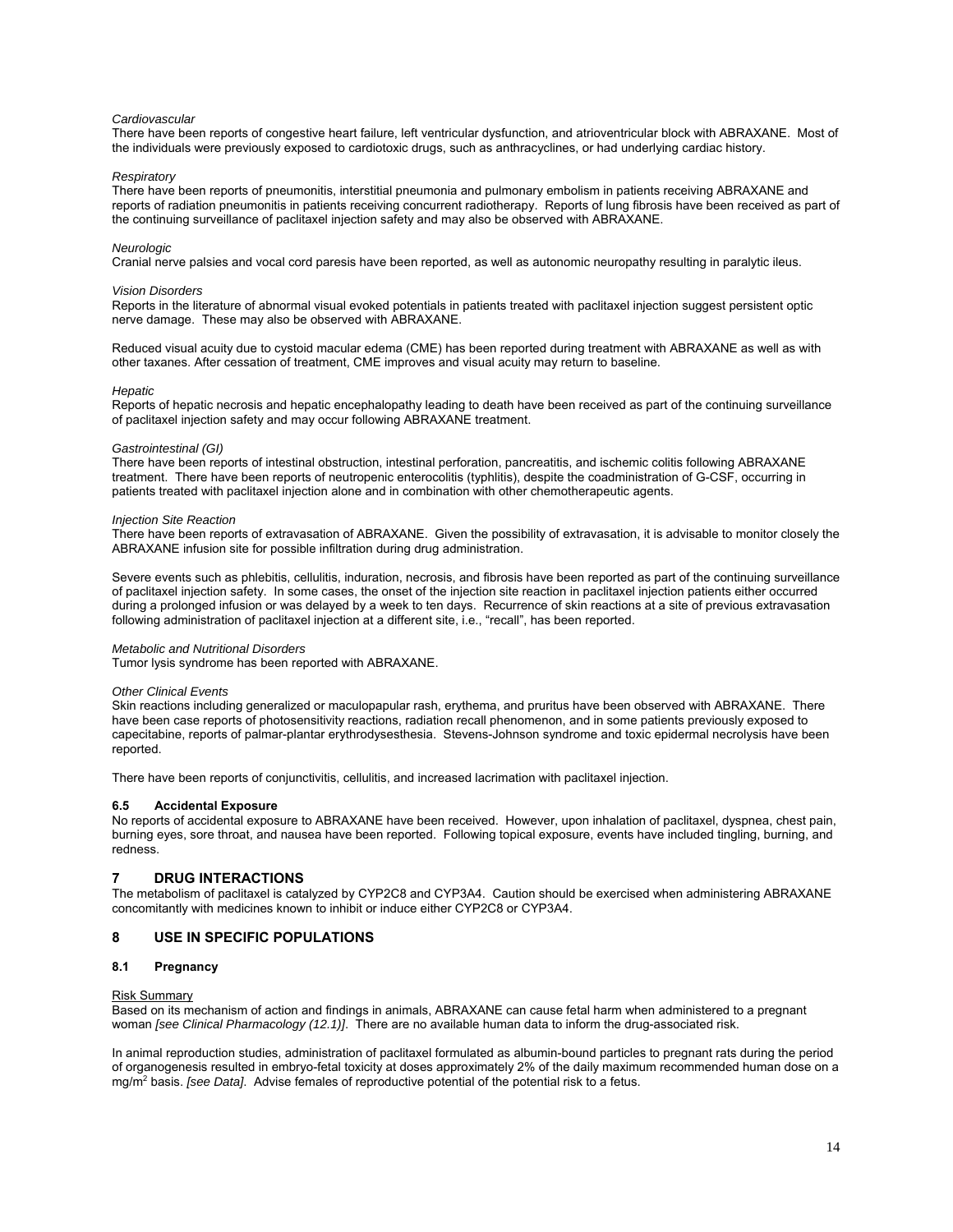*Cardiovascular*

There have been reports of congestive heart failure, left ventricular dysfunction, and atrioventricular block with ABRAXANE. Most of the individuals were previously exposed to cardiotoxic drugs, such as anthracyclines, or had underlying cardiac history.

*Respiratory*

There have been reports of pneumonitis, interstitial pneumonia and pulmonary embolism in patients receiving ABRAXANE and reports of radiation pneumonitis in patients receiving concurrent radiotherapy. Reports of lung fibrosis have been received as part of the continuing surveillance of paclitaxel injection safety and may also be observed with ABRAXANE.

*Neurologic*

Cranial nerve palsies and vocal cord paresis have been reported, as well as autonomic neuropathy resulting in paralytic ileus.

*Vision Disorders*

Reports in the literature of abnormal visual evoked potentials in patients treated with paclitaxel injection suggest persistent optic nerve damage. These may also be observed with ABRAXANE.

Reduced visual acuity due to cystoid macular edema (CME) has been reported during treatment with ABRAXANE as well as with other taxanes. After cessation of treatment, CME improves and visual acuity may return to baseline.

*Hepatic*

Reports of hepatic necrosis and hepatic encephalopathy leading to death have been received as part of the continuing surveillance of paclitaxel injection safety and may occur following ABRAXANE treatment.

*Gastrointestinal (GI)*

There have been reports of intestinal obstruction, intestinal perforation, pancreatitis, and ischemic colitis following ABRAXANE treatment. There have been reports of neutropenic enterocolitis (typhlitis), despite the coadministration of G-CSF, occurring in patients treated with paclitaxel injection alone and in combination with other chemotherapeutic agents.

*Injection Site Reaction*

There have been reports of extravasation of ABRAXANE. Given the possibility of extravasation, it is advisable to monitor closely the ABRAXANE infusion site for possible infiltration during drug administration.

Severe events such as phlebitis, cellulitis, induration, necrosis, and fibrosis have been reported as part of the continuing surveillance of paclitaxel injection safety. In some cases, the onset of the injection site reaction in paclitaxel injection patients either occurred during a prolonged infusion or was delayed by a week to ten days. Recurrence of skin reactions at a site of previous extravasation following administration of paclitaxel injection at a different site, i.e., "recall", has been reported.

*Metabolic and Nutritional Disorders*

Tumor lysis syndrome has been reported with ABRAXANE.

*Other Clinical Events*

Skin reactions including generalized or maculopapular rash, erythema, and pruritus have been observed with ABRAXANE. There have been case reports of photosensitivity reactions, radiation recall phenomenon, and in some patients previously exposed to capecitabine, reports of palmar-plantar erythrodysesthesia. Stevens-Johnson syndrome and toxic epidermal necrolysis have been reported.

There have been reports of conjunctivitis, cellulitis, and increased lacrimation with paclitaxel injection.

### 6.5 Accidental Exposure

No reports of accidental exposure to ABRAXANE have been received. However, upon inhalation of paclitaxel, dyspnea, chest pain, burning eyes, sore throat, and nausea have been reported. Following topical exposure, events have included tingling, burning, and redness.

## 7 DRUG INTERACTIONS

The metabolism of paclitaxel is catalyzed by CYP2C8 and CYP3A4. Caution should be exercised when administering ABRAXANE concomitantly with medicines known to inhibit or induce either CYP2C8 or CYP3A4.

## 8 USE IN SPECIFIC POPULATIONS

### 8.1 Pregnancy

Risk Summary

Based on its mechanism of action and findings in animals, ABRAXANE can cause fetal harm when administered to a pregnant woman *[see Clinical Pharmacology (12.1)]*. There are no available human data to inform the drug-associated risk.

In animal reproduction studies, administration of paclitaxel formulated as albumin-bound particles to pregnant rats during the period of organogenesis resulted in embryo-fetal toxicity at doses approximately 2% of the daily maximum recommended human dose on a mg/m$^2$ basis. *[see Data]*. Advise females of reproductive potential of the potential risk to a fetus.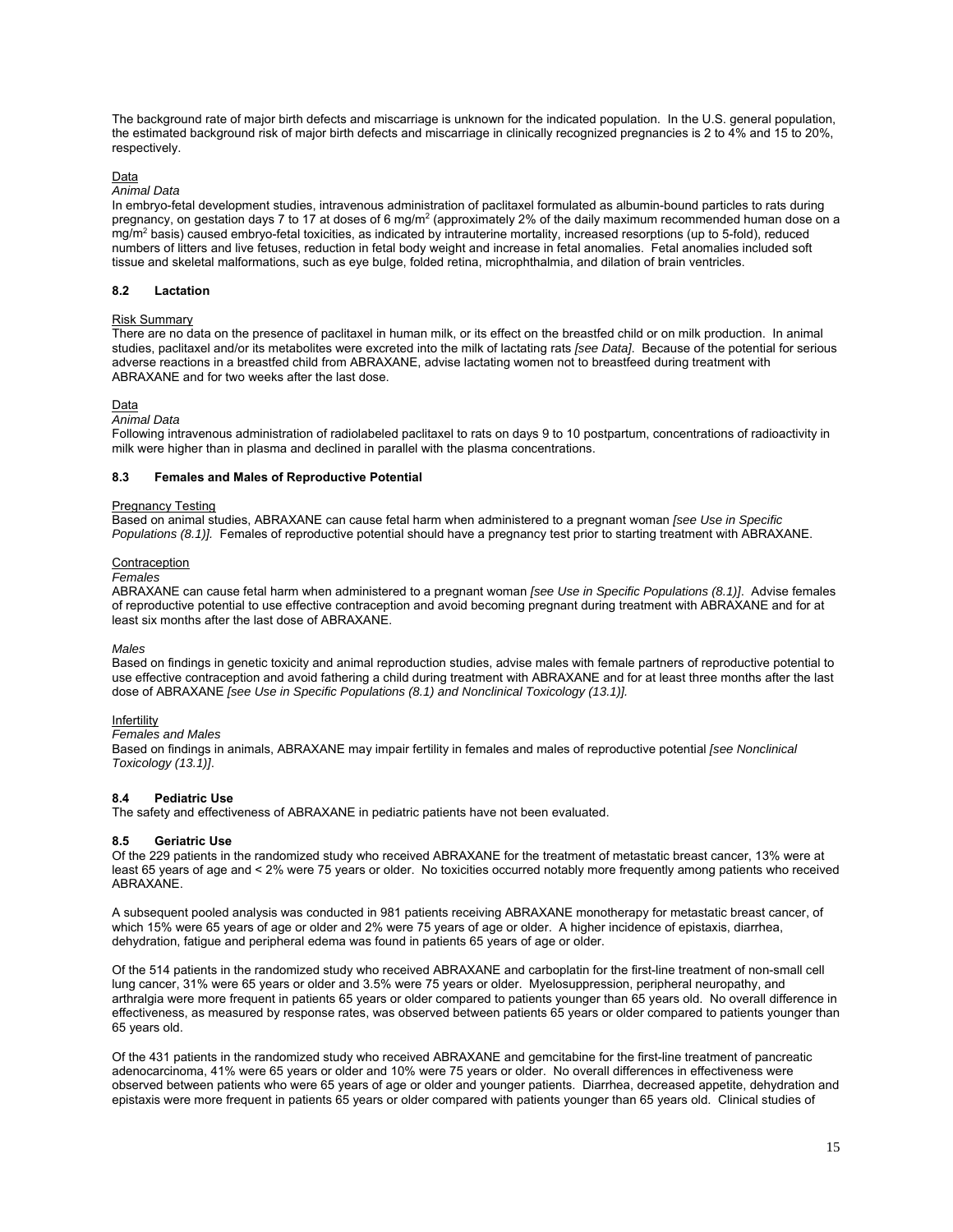The background rate of major birth defects and miscarriage is unknown for the indicated population. In the U.S. general population, the estimated background risk of major birth defects and miscarriage in clinically recognized pregnancies is 2 to 4% and 15 to 20%, respectively.

Data

*Animal Data*

In embryo-fetal development studies, intravenous administration of paclitaxel formulated as albumin-bound particles to rats during pregnancy, on gestation days 7 to 17 at doses of 6 mg/m$^2$ (approximately 2% of the daily maximum recommended human dose on a mg/m$^2$ basis) caused embryo-fetal toxicities, as indicated by intrauterine mortality, increased resorptions (up to 5-fold), reduced numbers of litters and live fetuses, reduction in fetal body weight and increase in fetal anomalies. Fetal anomalies included soft tissue and skeletal malformations, such as eye bulge, folded retina, microphthalmia, and dilation of brain ventricles.

### 8.2 Lactation

Risk Summary

There are no data on the presence of paclitaxel in human milk, or its effect on the breastfed child or on milk production. In animal studies, paclitaxel and/or its metabolites were excreted into the milk of lactating rats *[see Data]*. Because of the potential for serious adverse reactions in a breastfed child from ABRAXANE, advise lactating women not to breastfeed during treatment with ABRAXANE and for two weeks after the last dose.

Data

*Animal Data*

Following intravenous administration of radiolabeled paclitaxel to rats on days 9 to 10 postpartum, concentrations of radioactivity in milk were higher than in plasma and declined in parallel with the plasma concentrations.

### 8.3 Females and Males of Reproductive Potential

Pregnancy Testing

Based on animal studies, ABRAXANE can cause fetal harm when administered to a pregnant woman *[see Use in Specific Populations (8.1)]*. Females of reproductive potential should have a pregnancy test prior to starting treatment with ABRAXANE.

Contraception

*Females*

ABRAXANE can cause fetal harm when administered to a pregnant woman *[see Use in Specific Populations (8.1)]*. Advise females of reproductive potential to use effective contraception and avoid becoming pregnant during treatment with ABRAXANE and for at least six months after the last dose of ABRAXANE.

*Males*

Based on findings in genetic toxicity and animal reproduction studies, advise males with female partners of reproductive potential to use effective contraception and avoid fathering a child during treatment with ABRAXANE and for at least three months after the last dose of ABRAXANE *[see Use in Specific Populations (8.1) and Nonclinical Toxicology (13.1)]*.

Infertility

*Females and Males*

Based on findings in animals, ABRAXANE may impair fertility in females and males of reproductive potential *[see Nonclinical Toxicology (13.1)]*.

### 8.4 Pediatric Use

The safety and effectiveness of ABRAXANE in pediatric patients have not been evaluated.

### 8.5 Geriatric Use

Of the 229 patients in the randomized study who received ABRAXANE for the treatment of metastatic breast cancer, 13% were at least 65 years of age and < 2% were 75 years or older. No toxicities occurred notably more frequently among patients who received ABRAXANE.

A subsequent pooled analysis was conducted in 981 patients receiving ABRAXANE monotherapy for metastatic breast cancer, of which 15% were 65 years of age or older and 2% were 75 years of age or older. A higher incidence of epistaxis, diarrhea, dehydration, fatigue and peripheral edema was found in patients 65 years of age or older.

Of the 514 patients in the randomized study who received ABRAXANE and carboplatin for the first-line treatment of non-small cell lung cancer, 31% were 65 years or older and 3.5% were 75 years or older. Myelosuppression, peripheral neuropathy, and arthralgia were more frequent in patients 65 years or older compared to patients younger than 65 years old. No overall difference in effectiveness, as measured by response rates, was observed between patients 65 years or older compared to patients younger than 65 years old.

Of the 431 patients in the randomized study who received ABRAXANE and gemcitabine for the first-line treatment of pancreatic adenocarcinoma, 41% were 65 years or older and 10% were 75 years or older. No overall differences in effectiveness were observed between patients who were 65 years of age or older and younger patients. Diarrhea, decreased appetite, dehydration and epistaxis were more frequent in patients 65 years or older compared with patients younger than 65 years old. Clinical studies of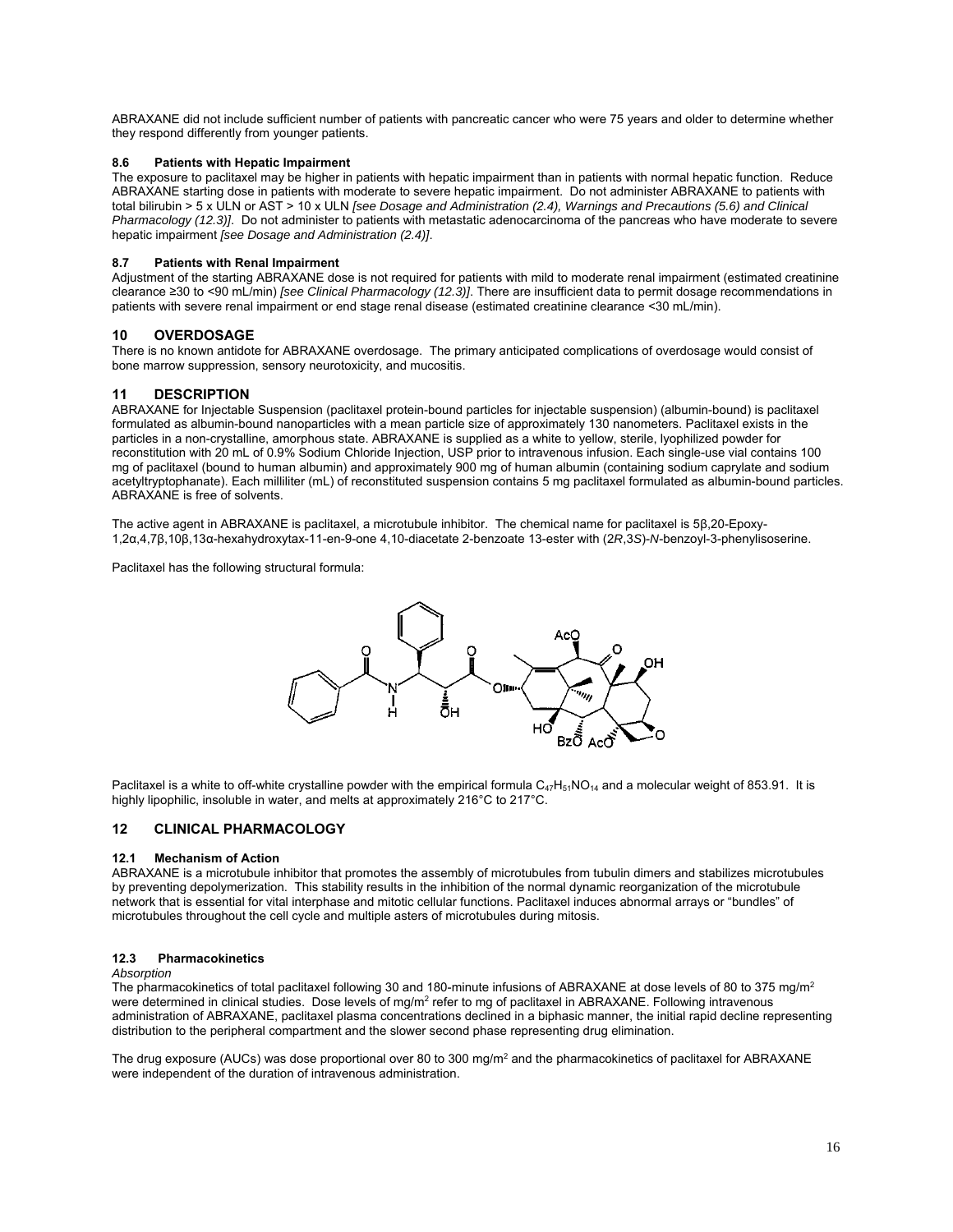ABRAXANE did not include sufficient number of patients with pancreatic cancer who were 75 years and older to determine whether they respond differently from younger patients.

### 8.6 Patients with Hepatic Impairment

The exposure to paclitaxel may be higher in patients with hepatic impairment than in patients with normal hepatic function. Reduce ABRAXANE starting dose in patients with moderate to severe hepatic impairment. Do not administer ABRAXANE to patients with total bilirubin > 5 x ULN or AST > 10 x ULN *[see Dosage and Administration (2.4), Warnings and Precautions (5.6) and Clinical Pharmacology (12.3)]*. Do not administer to patients with metastatic adenocarcinoma of the pancreas who have moderate to severe hepatic impairment *[see Dosage and Administration (2.4)]*.

### 8.7 Patients with Renal Impairment

Adjustment of the starting ABRAXANE dose is not required for patients with mild to moderate renal impairment (estimated creatinine clearance ≥30 to <90 mL/min) *[see Clinical Pharmacology (12.3)]*. There are insufficient data to permit dosage recommendations in patients with severe renal impairment or end stage renal disease (estimated creatinine clearance <30 mL/min).

## 10 OVERDOSAGE

There is no known antidote for ABRAXANE overdosage. The primary anticipated complications of overdosage would consist of bone marrow suppression, sensory neurotoxicity, and mucositis.

## 11 DESCRIPTION

ABRAXANE for Injectable Suspension (paclitaxel protein-bound particles for injectable suspension) (albumin-bound) is paclitaxel formulated as albumin-bound nanoparticles with a mean particle size of approximately 130 nanometers. Paclitaxel exists in the particles in a non-crystalline, amorphous state. ABRAXANE is supplied as a white to yellow, sterile, lyophilized powder for reconstitution with 20 mL of 0.9% Sodium Chloride Injection, USP prior to intravenous infusion. Each single-use vial contains 100 mg of paclitaxel (bound to human albumin) and approximately 900 mg of human albumin (containing sodium caprylate and sodium acetyltryptophanate). Each milliliter (mL) of reconstituted suspension contains 5 mg paclitaxel formulated as albumin-bound particles. ABRAXANE is free of solvents.

The active agent in ABRAXANE is paclitaxel, a microtubule inhibitor. The chemical name for paclitaxel is 5β,20-Epoxy-1,2α,4,7β,10β,13α-hexahydroxytax-11-en-9-one 4,10-diacetate 2-benzoate 13-ester with (2*R*,3*S*)-*N*-benzoyl-3-phenylisoserine.

Paclitaxel has the following structural formula:

Paclitaxel is a white to off-white crystalline powder with the empirical formula $C_{47}H_{51}NO_{14}$ and a molecular weight of 853.91. It is highly lipophilic, insoluble in water, and melts at approximately 216°C to 217°C.

## 12 CLINICAL PHARMACOLOGY

### 12.1 Mechanism of Action

ABRAXANE is a microtubule inhibitor that promotes the assembly of microtubules from tubulin dimers and stabilizes microtubules by preventing depolymerization. This stability results in the inhibition of the normal dynamic reorganization of the microtubule network that is essential for vital interphase and mitotic cellular functions. Paclitaxel induces abnormal arrays or "bundles" of microtubules throughout the cell cycle and multiple asters of microtubules during mitosis.

### 12.3 Pharmacokinetics

*Absorption*

The pharmacokinetics of total paclitaxel following 30 and 180-minute infusions of ABRAXANE at dose levels of 80 to 375 mg/m$^2$ were determined in clinical studies. Dose levels of mg/m$^2$ refer to mg of paclitaxel in ABRAXANE. Following intravenous administration of ABRAXANE, paclitaxel plasma concentrations declined in a biphasic manner, the initial rapid decline representing distribution to the peripheral compartment and the slower second phase representing drug elimination.

The drug exposure (AUCs) was dose proportional over 80 to 300 mg/m$^2$ and the pharmacokinetics of paclitaxel for ABRAXANE were independent of the duration of intravenous administration.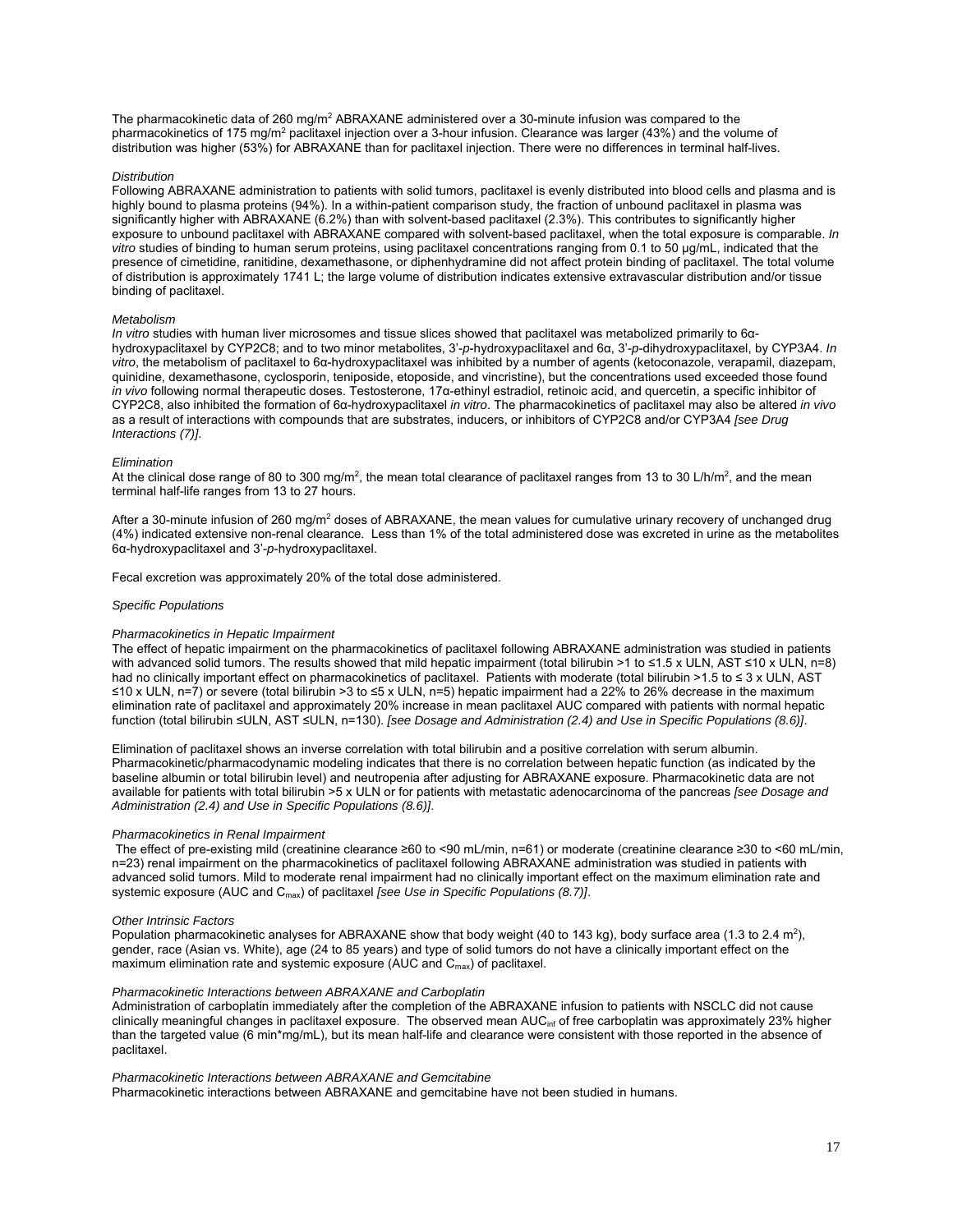The pharmacokinetic data of 260 mg/m$^2$ ABRAXANE administered over a 30-minute infusion was compared to the pharmacokinetics of 175 mg/m$^2$ paclitaxel injection over a 3-hour infusion. Clearance was larger (43%) and the volume of distribution was higher (53%) for ABRAXANE than for paclitaxel injection. There were no differences in terminal half-lives.

*Distribution*

Following ABRAXANE administration to patients with solid tumors, paclitaxel is evenly distributed into blood cells and plasma and is highly bound to plasma proteins (94%). In a within-patient comparison study, the fraction of unbound paclitaxel in plasma was significantly higher with ABRAXANE (6.2%) than with solvent-based paclitaxel (2.3%). This contributes to significantly higher exposure to unbound paclitaxel with ABRAXANE compared with solvent-based paclitaxel, when the total exposure is comparable. *In vitro* studies of binding to human serum proteins, using paclitaxel concentrations ranging from 0.1 to 50 μg/mL, indicated that the presence of cimetidine, ranitidine, dexamethasone, or diphenhydramine did not affect protein binding of paclitaxel. The total volume of distribution is approximately 1741 L; the large volume of distribution indicates extensive extravascular distribution and/or tissue binding of paclitaxel.

*Metabolism*

*In vitro* studies with human liver microsomes and tissue slices showed that paclitaxel was metabolized primarily to 6α-hydroxypaclitaxel by CYP2C8; and to two minor metabolites, 3'-*p*-hydroxypaclitaxel and 6α, 3'-*p*-dihydroxypaclitaxel, by CYP3A4. *In vitro*, the metabolism of paclitaxel to 6α-hydroxypaclitaxel was inhibited by a number of agents (ketoconazole, verapamil, diazepam, quinidine, dexamethasone, cyclosporin, teniposide, etoposide, and vincristine), but the concentrations used exceeded those found *in vivo* following normal therapeutic doses. Testosterone, 17α-ethinyl estradiol, retinoic acid, and quercetin, a specific inhibitor of CYP2C8, also inhibited the formation of 6α-hydroxypaclitaxel *in vitro*. The pharmacokinetics of paclitaxel may also be altered *in vivo* as a result of interactions with compounds that are substrates, inducers, or inhibitors of CYP2C8 and/or CYP3A4 *[see Drug Interactions (7)]*.

*Elimination*

At the clinical dose range of 80 to 300 mg/m$^2$, the mean total clearance of paclitaxel ranges from 13 to 30 L/h/m$^2$, and the mean terminal half-life ranges from 13 to 27 hours.

After a 30-minute infusion of 260 mg/m$^2$ doses of ABRAXANE, the mean values for cumulative urinary recovery of unchanged drug (4%) indicated extensive non-renal clearance. Less than 1% of the total administered dose was excreted in urine as the metabolites 6α-hydroxypaclitaxel and 3'-*p*-hydroxypaclitaxel.

Fecal excretion was approximately 20% of the total dose administered.

*Specific Populations*

*Pharmacokinetics in Hepatic Impairment*

The effect of hepatic impairment on the pharmacokinetics of paclitaxel following ABRAXANE administration was studied in patients with advanced solid tumors. The results showed that mild hepatic impairment (total bilirubin >1 to ≤1.5 x ULN, AST ≤10 x ULN, n=8) had no clinically important effect on pharmacokinetics of paclitaxel. Patients with moderate (total bilirubin >1.5 to ≤ 3 x ULN, AST ≤10 x ULN, n=7) or severe (total bilirubin >3 to ≤5 x ULN, n=5) hepatic impairment had a 22% to 26% decrease in the maximum elimination rate of paclitaxel and approximately 20% increase in mean paclitaxel AUC compared with patients with normal hepatic function (total bilirubin ≤ULN, AST ≤ULN, n=130). *[see Dosage and Administration (2.4) and Use in Specific Populations (8.6)]*.

Elimination of paclitaxel shows an inverse correlation with total bilirubin and a positive correlation with serum albumin. Pharmacokinetic/pharmacodynamic modeling indicates that there is no correlation between hepatic function (as indicated by the baseline albumin or total bilirubin level) and neutropenia after adjusting for ABRAXANE exposure. Pharmacokinetic data are not available for patients with total bilirubin >5 x ULN or for patients with metastatic adenocarcinoma of the pancreas *[see Dosage and Administration (2.4) and Use in Specific Populations (8.6)]*.

*Pharmacokinetics in Renal Impairment*

The effect of pre-existing mild (creatinine clearance ≥60 to <90 mL/min, n=61) or moderate (creatinine clearance ≥30 to <60 mL/min, n=23) renal impairment on the pharmacokinetics of paclitaxel following ABRAXANE administration was studied in patients with advanced solid tumors. Mild to moderate renal impairment had no clinically important effect on the maximum elimination rate and systemic exposure (AUC and $C_{max}$) of paclitaxel *[see Use in Specific Populations (8.7)]*.

*Other Intrinsic Factors*

Population pharmacokinetic analyses for ABRAXANE show that body weight (40 to 143 kg), body surface area (1.3 to 2.4 m$^2$), gender, race (Asian vs. White), age (24 to 85 years) and type of solid tumors do not have a clinically important effect on the maximum elimination rate and systemic exposure (AUC and $C_{max}$) of paclitaxel.

*Pharmacokinetic Interactions between ABRAXANE and Carboplatin*

Administration of carboplatin immediately after the completion of the ABRAXANE infusion to patients with NSCLC did not cause clinically meaningful changes in paclitaxel exposure. The observed mean $AUC_{inf}$ of free carboplatin was approximately 23% higher than the targeted value (6 min*mg/mL), but its mean half-life and clearance were consistent with those reported in the absence of paclitaxel.

*Pharmacokinetic Interactions between ABRAXANE and Gemcitabine*

Pharmacokinetic interactions between ABRAXANE and gemcitabine have not been studied in humans.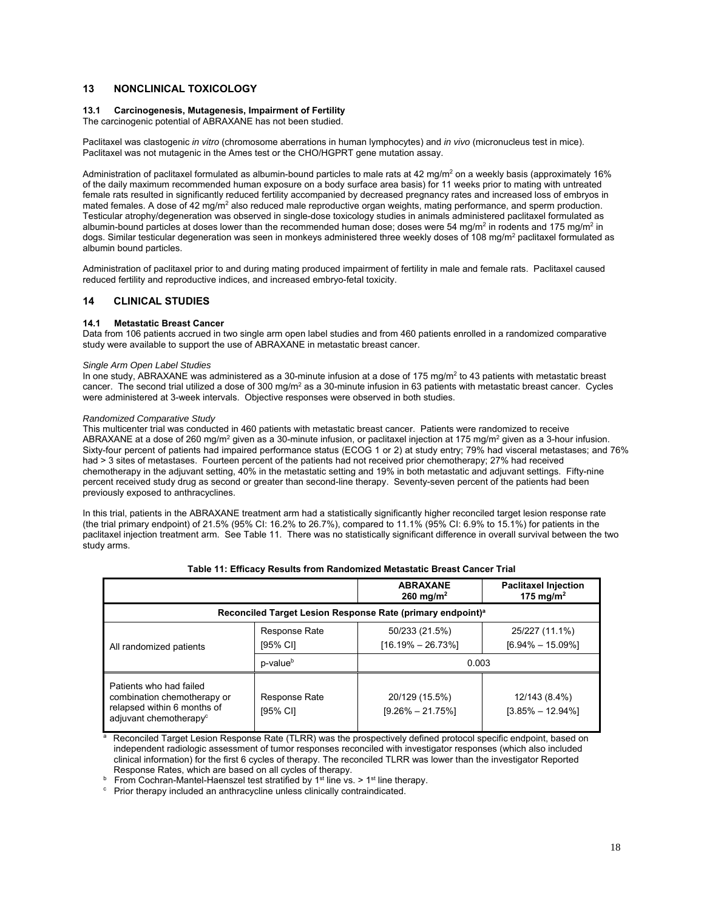## 13 NONCLINICAL TOXICOLOGY

### 13.1 Carcinogenesis, Mutagenesis, Impairment of Fertility

The carcinogenic potential of ABRAXANE has not been studied.

Paclitaxel was clastogenic *in vitro* (chromosome aberrations in human lymphocytes) and *in vivo* (micronucleus test in mice). Paclitaxel was not mutagenic in the Ames test or the CHO/HGPRT gene mutation assay.

Administration of paclitaxel formulated as albumin-bound particles to male rats at 42 mg/m$^2$ on a weekly basis (approximately 16% of the daily maximum recommended human exposure on a body surface area basis) for 11 weeks prior to mating with untreated female rats resulted in significantly reduced fertility accompanied by decreased pregnancy rates and increased loss of embryos in mated females. A dose of 42 mg/m$^2$ also reduced male reproductive organ weights, mating performance, and sperm production. Testicular atrophy/degeneration was observed in single-dose toxicology studies in animals administered paclitaxel formulated as albumin-bound particles at doses lower than the recommended human dose; doses were 54 mg/m$^2$ in rodents and 175 mg/m$^2$ in dogs. Similar testicular degeneration was seen in monkeys administered three weekly doses of 108 mg/m$^2$ paclitaxel formulated as albumin bound particles.

Administration of paclitaxel prior to and during mating produced impairment of fertility in male and female rats. Paclitaxel caused reduced fertility and reproductive indices, and increased embryo-fetal toxicity.

## 14 CLINICAL STUDIES

### 14.1 Metastatic Breast Cancer

Data from 106 patients accrued in two single arm open label studies and from 460 patients enrolled in a randomized comparative study were available to support the use of ABRAXANE in metastatic breast cancer.

*Single Arm Open Label Studies*

In one study, ABRAXANE was administered as a 30-minute infusion at a dose of 175 mg/m$^2$ to 43 patients with metastatic breast cancer. The second trial utilized a dose of 300 mg/m$^2$ as a 30-minute infusion in 63 patients with metastatic breast cancer. Cycles were administered at 3-week intervals. Objective responses were observed in both studies.

*Randomized Comparative Study*

This multicenter trial was conducted in 460 patients with metastatic breast cancer. Patients were randomized to receive ABRAXANE at a dose of 260 mg/m$^2$ given as a 30-minute infusion, or paclitaxel injection at 175 mg/m$^2$ given as a 3-hour infusion. Sixty-four percent of patients had impaired performance status (ECOG 1 or 2) at study entry; 79% had visceral metastases; and 76% had > 3 sites of metastases. Fourteen percent of the patients had not received prior chemotherapy; 27% had received chemotherapy in the adjuvant setting, 40% in the metastatic setting and 19% in both metastatic and adjuvant settings. Fifty-nine percent received study drug as second or greater than second-line therapy. Seventy-seven percent of the patients had been previously exposed to anthracyclines.

In this trial, patients in the ABRAXANE treatment arm had a statistically significantly higher reconciled target lesion response rate (the trial primary endpoint) of 21.5% (95% CI: 16.2% to 26.7%), compared to 11.1% (95% CI: 6.9% to 15.1%) for patients in the paclitaxel injection treatment arm. See Table 11. There was no statistically significant difference in overall survival between the two study arms.

**Table 11: Efficacy Results from Randomized Metastatic Breast Cancer Trial**

| | | ABRAXANE 260 mg/m$^2$ | Paclitaxel Injection 175 mg/m$^2$ |
|---|---|---|---|
| **Reconciled Target Lesion Response Rate (primary endpoint)[a]** | | | |
| All randomized patients | Response Rate [95% CI] | 50/233 (21.5%) [16.19% – 26.73%] | 25/227 (11.1%) [6.94% – 15.09%] |
| | p-value[b] | 0.003 | |
| Patients who had failed combination chemotherapy or relapsed within 6 months of adjuvant chemotherapy[c] | Response Rate [95% CI] | 20/129 (15.5%) [9.26% – 21.75%] | 12/143 (8.4%) [3.85% – 12.94%] |

[a] Reconciled Target Lesion Response Rate (TLRR) was the prospectively defined protocol specific endpoint, based on independent radiologic assessment of tumor responses reconciled with investigator responses (which also included clinical information) for the first 6 cycles of therapy. The reconciled TLRR was lower than the investigator Reported Response Rates, which are based on all cycles of therapy.

[b] From Cochran-Mantel-Haenszel test stratified by 1st line vs. > 1st line therapy.

[c] Prior therapy included an anthracycline unless clinically contraindicated.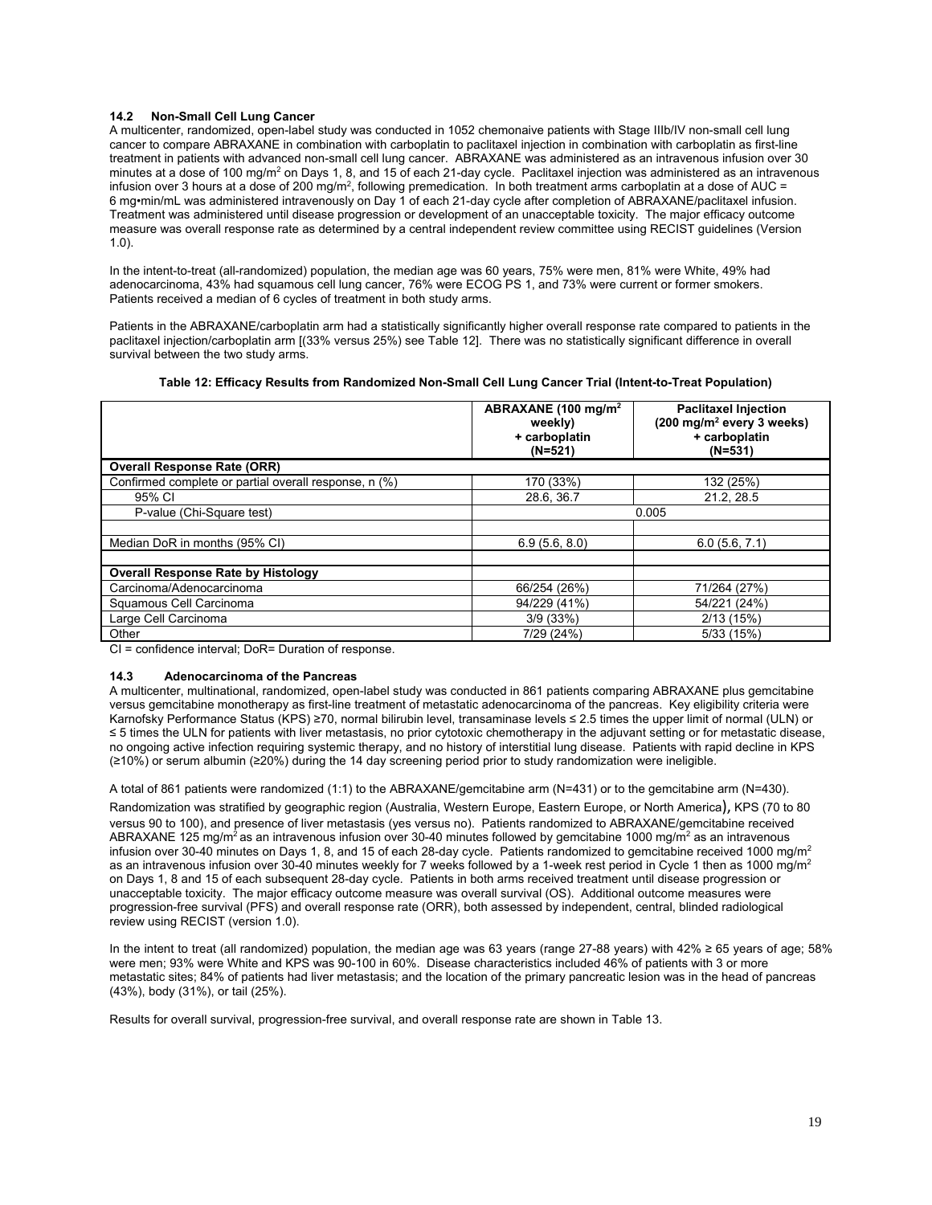### 14.2 Non-Small Cell Lung Cancer

A multicenter, randomized, open-label study was conducted in 1052 chemonaive patients with Stage IIIb/IV non-small cell lung cancer to compare ABRAXANE in combination with carboplatin to paclitaxel injection in combination with carboplatin as first-line treatment in patients with advanced non-small cell lung cancer. ABRAXANE was administered as an intravenous infusion over 30 minutes at a dose of 100 mg/m$^2$ on Days 1, 8, and 15 of each 21-day cycle. Paclitaxel injection was administered as an intravenous infusion over 3 hours at a dose of 200 mg/m$^2$, following premedication. In both treatment arms carboplatin at a dose of AUC = 6 mg•min/mL was administered intravenously on Day 1 of each 21-day cycle after completion of ABRAXANE/paclitaxel infusion. Treatment was administered until disease progression or development of an unacceptable toxicity. The major efficacy outcome measure was overall response rate as determined by a central independent review committee using RECIST guidelines (Version 1.0).

In the intent-to-treat (all-randomized) population, the median age was 60 years, 75% were men, 81% were White, 49% had adenocarcinoma, 43% had squamous cell lung cancer, 76% were ECOG PS 1, and 73% were current or former smokers. Patients received a median of 6 cycles of treatment in both study arms.

Patients in the ABRAXANE/carboplatin arm had a statistically significantly higher overall response rate compared to patients in the paclitaxel injection/carboplatin arm [(33% versus 25%) see Table 12]. There was no statistically significant difference in overall survival between the two study arms.

**Table 12: Efficacy Results from Randomized Non-Small Cell Lung Cancer Trial (Intent-to-Treat Population)**

| | ABRAXANE (100 mg/m$^2$ weekly) + carboplatin (N=521) | Paclitaxel Injection (200 mg/m$^2$ every 3 weeks) + carboplatin (N=531) |
|---|---|---|
| **Overall Response Rate (ORR)** | | |
| Confirmed complete or partial overall response, n (%) | 170 (33%) | 132 (25%) |
| 95% CI | 28.6, 36.7 | 21.2, 28.5 |
| P-value (Chi-Square test) | 0.005 | |
| | | |
| Median DoR in months (95% CI) | 6.9 (5.6, 8.0) | 6.0 (5.6, 7.1) |
| | | |
| **Overall Response Rate by Histology** | | |
| Carcinoma/Adenocarcinoma | 66/254 (26%) | 71/264 (27%) |
| Squamous Cell Carcinoma | 94/229 (41%) | 54/221 (24%) |
| Large Cell Carcinoma | 3/9 (33%) | 2/13 (15%) |
| Other | 7/29 (24%) | 5/33 (15%) |

CI = confidence interval; DoR= Duration of response.

### 14.3 Adenocarcinoma of the Pancreas

A multicenter, multinational, randomized, open-label study was conducted in 861 patients comparing ABRAXANE plus gemcitabine versus gemcitabine monotherapy as first-line treatment of metastatic adenocarcinoma of the pancreas. Key eligibility criteria were Karnofsky Performance Status (KPS) ≥70, normal bilirubin level, transaminase levels ≤ 2.5 times the upper limit of normal (ULN) or ≤ 5 times the ULN for patients with liver metastasis, no prior cytotoxic chemotherapy in the adjuvant setting or for metastatic disease, no ongoing active infection requiring systemic therapy, and no history of interstitial lung disease. Patients with rapid decline in KPS (≥10%) or serum albumin (≥20%) during the 14 day screening period prior to study randomization were ineligible.

A total of 861 patients were randomized (1:1) to the ABRAXANE/gemcitabine arm (N=431) or to the gemcitabine arm (N=430). Randomization was stratified by geographic region (Australia, Western Europe, Eastern Europe, or North America), KPS (70 to 80 versus 90 to 100), and presence of liver metastasis (yes versus no). Patients randomized to ABRAXANE/gemcitabine received ABRAXANE 125 mg/m$^2$ as an intravenous infusion over 30-40 minutes followed by gemcitabine 1000 mg/m$^2$ as an intravenous infusion over 30-40 minutes on Days 1, 8, and 15 of each 28-day cycle. Patients randomized to gemcitabine received 1000 mg/m$^2$ as an intravenous infusion over 30-40 minutes weekly for 7 weeks followed by a 1-week rest period in Cycle 1 then as 1000 mg/m$^2$ on Days 1, 8 and 15 of each subsequent 28-day cycle. Patients in both arms received treatment until disease progression or unacceptable toxicity. The major efficacy outcome measure was overall survival (OS). Additional outcome measures were progression-free survival (PFS) and overall response rate (ORR), both assessed by independent, central, blinded radiological review using RECIST (version 1.0).

In the intent to treat (all randomized) population, the median age was 63 years (range 27-88 years) with 42% ≥ 65 years of age; 58% were men; 93% were White and KPS was 90-100 in 60%. Disease characteristics included 46% of patients with 3 or more metastatic sites; 84% of patients had liver metastasis; and the location of the primary pancreatic lesion was in the head of pancreas (43%), body (31%), or tail (25%).

Results for overall survival, progression-free survival, and overall response rate are shown in Table 13.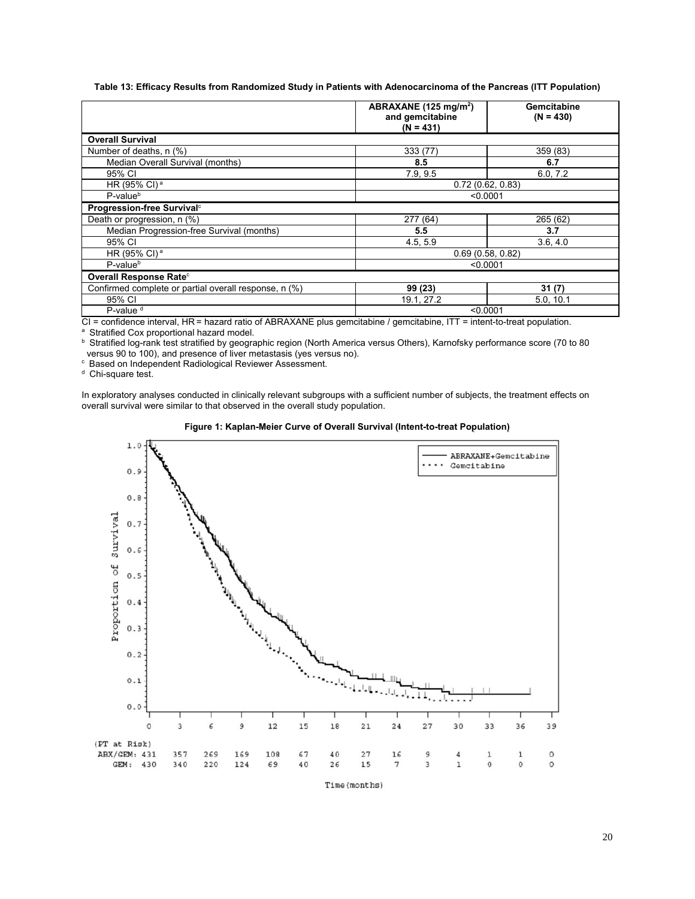**Table 13: Efficacy Results from Randomized Study in Patients with Adenocarcinoma of the Pancreas (ITT Population)**

| | ABRAXANE (125 mg/m$^2$) and gemcitabine (N = 431) | Gemcitabine (N = 430) |
|---|---|---|
| **Overall Survival** | | |
| Number of deaths, n (%) | 333 (77) | 359 (83) |
| Median Overall Survival (months) | **8.5** | **6.7** |
| 95% CI | 7.9, 9.5 | 6.0, 7.2 |
| HR (95% CI) [a] | 0.72 (0.62, 0.83) | |
| P-value[b] | <0.0001 | |
| **Progression-free Survival**[c] | | |
| Death or progression, n (%) | 277 (64) | 265 (62) |
| Median Progression-free Survival (months) | **5.5** | **3.7** |
| 95% CI | 4.5, 5.9 | 3.6, 4.0 |
| HR (95% CI) [a] | 0.69 (0.58, 0.82) | |
| P-value[b] | <0.0001 | |
| **Overall Response Rate**[c] | | |
| Confirmed complete or partial overall response, n (%) | **99 (23)** | **31 (7)** |
| 95% CI | 19.1, 27.2 | 5.0, 10.1 |
| P-value [d] | <0.0001 | |

CI = confidence interval, HR = hazard ratio of ABRAXANE plus gemcitabine / gemcitabine, ITT = intent-to-treat population.

[a] Stratified Cox proportional hazard model.

[b] Stratified log-rank test stratified by geographic region (North America versus Others), Karnofsky performance score (70 to 80 versus 90 to 100), and presence of liver metastasis (yes versus no).

[c] Based on Independent Radiological Reviewer Assessment.

[d] Chi-square test.

In exploratory analyses conducted in clinically relevant subgroups with a sufficient number of subjects, the treatment effects on overall survival were similar to that observed in the overall study population.

**Figure 1: Kaplan-Meier Curve of Overall Survival (Intent-to-treat Population)**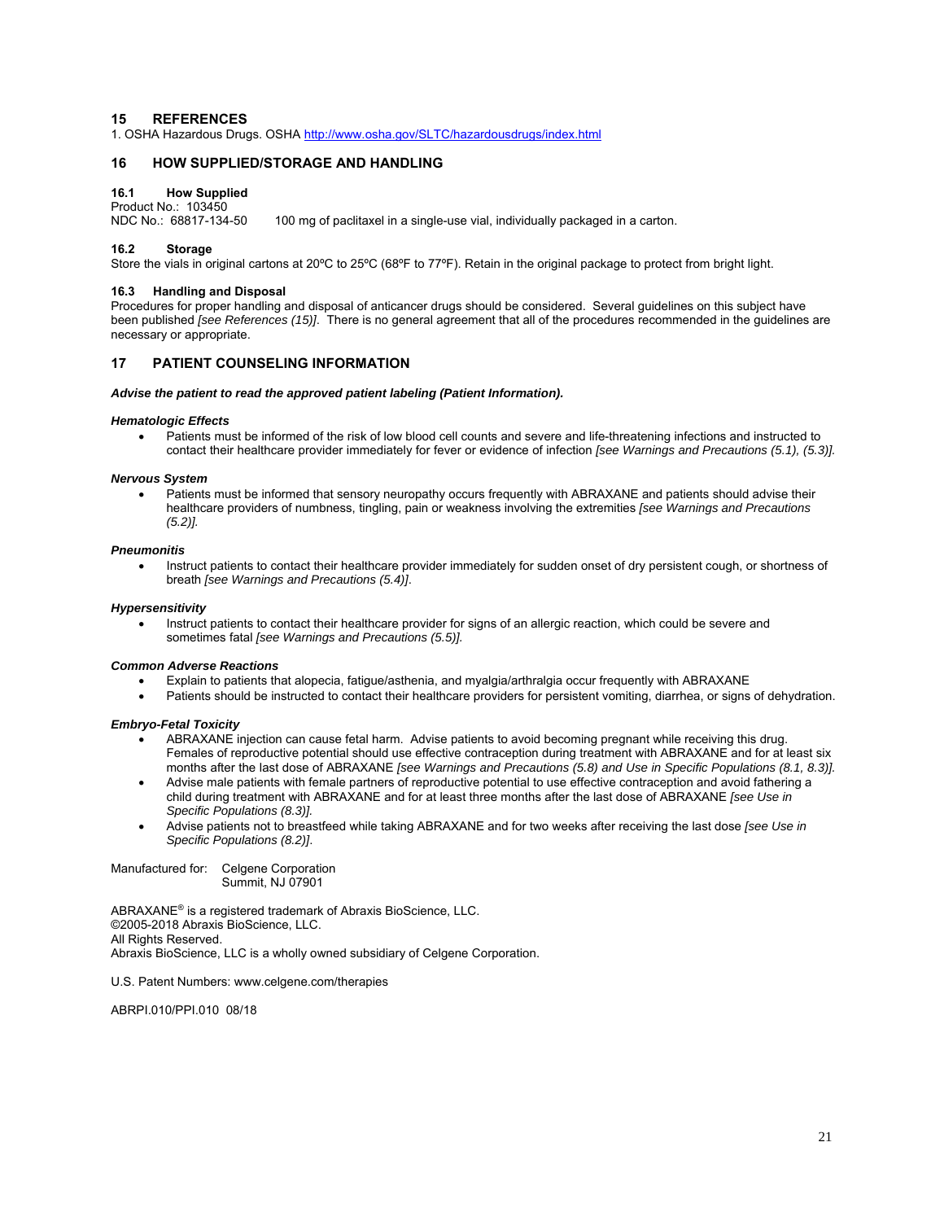## 15 REFERENCES

1. OSHA Hazardous Drugs. OSHA http://www.osha.gov/SLTC/hazardousdrugs/index.html

## 16 HOW SUPPLIED/STORAGE AND HANDLING

### 16.1 How Supplied

Product No.: 103450
NDC No.: 68817-134-50 100 mg of paclitaxel in a single-use vial, individually packaged in a carton.

### 16.2 Storage

Store the vials in original cartons at 20ºC to 25ºC (68ºF to 77ºF). Retain in the original package to protect from bright light.

### 16.3 Handling and Disposal

Procedures for proper handling and disposal of anticancer drugs should be considered. Several guidelines on this subject have been published *[see References (15)]*. There is no general agreement that all of the procedures recommended in the guidelines are necessary or appropriate.

## 17 PATIENT COUNSELING INFORMATION

***Advise the patient to read the approved patient labeling (Patient Information).***

***Hematologic Effects***

- Patients must be informed of the risk of low blood cell counts and severe and life-threatening infections and instructed to contact their healthcare provider immediately for fever or evidence of infection *[see Warnings and Precautions (5.1), (5.3)].*

***Nervous System***

- Patients must be informed that sensory neuropathy occurs frequently with ABRAXANE and patients should advise their healthcare providers of numbness, tingling, pain or weakness involving the extremities *[see Warnings and Precautions (5.2)].*

***Pneumonitis***

- Instruct patients to contact their healthcare provider immediately for sudden onset of dry persistent cough, or shortness of breath *[see Warnings and Precautions (5.4)]*.

***Hypersensitivity***

- Instruct patients to contact their healthcare provider for signs of an allergic reaction, which could be severe and sometimes fatal *[see Warnings and Precautions (5.5)].*

***Common Adverse Reactions***

- Explain to patients that alopecia, fatigue/asthenia, and myalgia/arthralgia occur frequently with ABRAXANE
- Patients should be instructed to contact their healthcare providers for persistent vomiting, diarrhea, or signs of dehydration.

***Embryo-Fetal Toxicity***

- ABRAXANE injection can cause fetal harm. Advise patients to avoid becoming pregnant while receiving this drug. Females of reproductive potential should use effective contraception during treatment with ABRAXANE and for at least six months after the last dose of ABRAXANE *[see Warnings and Precautions (5.8) and Use in Specific Populations (8.1, 8.3)].*
- Advise male patients with female partners of reproductive potential to use effective contraception and avoid fathering a child during treatment with ABRAXANE and for at least three months after the last dose of ABRAXANE *[see Use in Specific Populations (8.3)].*
- Advise patients not to breastfeed while taking ABRAXANE and for two weeks after receiving the last dose *[see Use in Specific Populations (8.2)]*.

Manufactured for: Celgene Corporation
Summit, NJ 07901

ABRAXANE® is a registered trademark of Abraxis BioScience, LLC.
©2005-2018 Abraxis BioScience, LLC.
All Rights Reserved.
Abraxis BioScience, LLC is a wholly owned subsidiary of Celgene Corporation.

U.S. Patent Numbers: www.celgene.com/therapies

ABRPI.010/PPI.010 08/18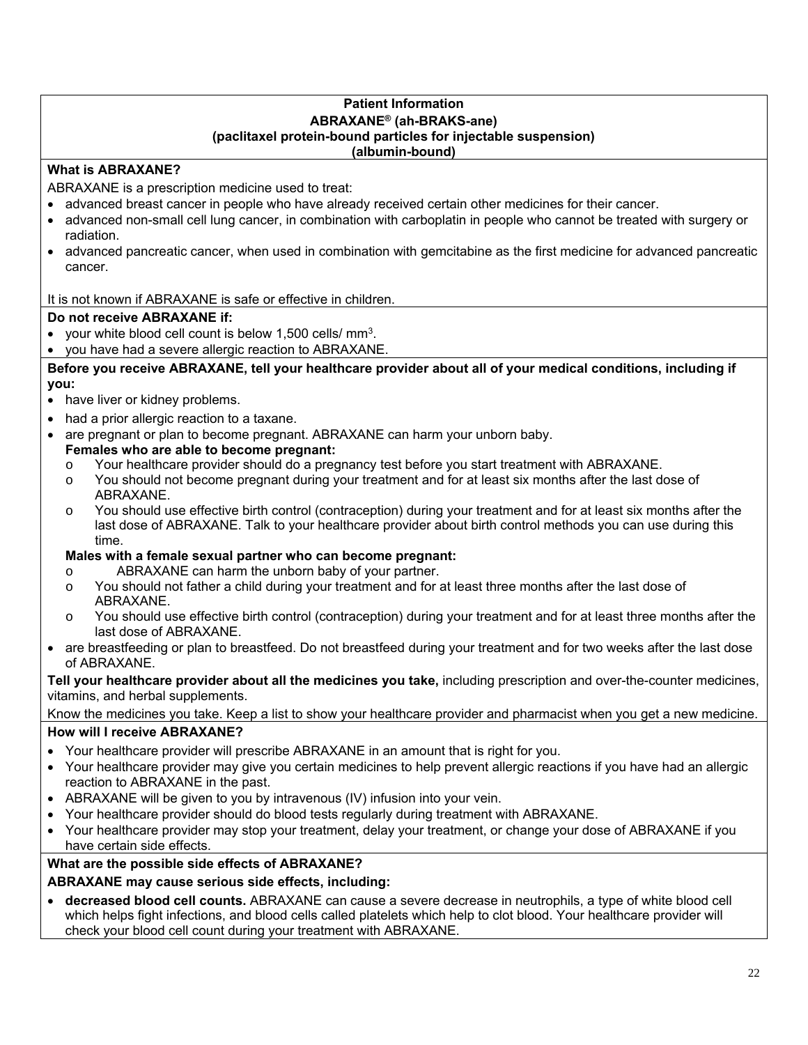**Patient Information**
**ABRAXANE® (ah-BRAKS-ane)**
**(paclitaxel protein-bound particles for injectable suspension)**
**(albumin-bound)**

**What is ABRAXANE?**

ABRAXANE is a prescription medicine used to treat:

- advanced breast cancer in people who have already received certain other medicines for their cancer.
- advanced non-small cell lung cancer, in combination with carboplatin in people who cannot be treated with surgery or radiation.
- advanced pancreatic cancer, when used in combination with gemcitabine as the first medicine for advanced pancreatic cancer.

It is not known if ABRAXANE is safe or effective in children.

**Do not receive ABRAXANE if:**

- your white blood cell count is below 1,500 cells/ $mm^3$.
- you have had a severe allergic reaction to ABRAXANE.

**Before you receive ABRAXANE, tell your healthcare provider about all of your medical conditions, including if you:**

- have liver or kidney problems.
- had a prior allergic reaction to a taxane.
- are pregnant or plan to become pregnant. ABRAXANE can harm your unborn baby.
  **Females who are able to become pregnant:**
  - Your healthcare provider should do a pregnancy test before you start treatment with ABRAXANE.
  - You should not become pregnant during your treatment and for at least six months after the last dose of ABRAXANE.
  - You should use effective birth control (contraception) during your treatment and for at least six months after the last dose of ABRAXANE. Talk to your healthcare provider about birth control methods you can use during this time.

  **Males with a female sexual partner who can become pregnant:**
  - ABRAXANE can harm the unborn baby of your partner.
  - You should not father a child during your treatment and for at least three months after the last dose of ABRAXANE.
  - You should use effective birth control (contraception) during your treatment and for at least three months after the last dose of ABRAXANE.
- are breastfeeding or plan to breastfeed. Do not breastfeed during your treatment and for two weeks after the last dose of ABRAXANE.

**Tell your healthcare provider about all the medicines you take,** including prescription and over-the-counter medicines, vitamins, and herbal supplements.

Know the medicines you take. Keep a list to show your healthcare provider and pharmacist when you get a new medicine.

**How will I receive ABRAXANE?**

- Your healthcare provider will prescribe ABRAXANE in an amount that is right for you.
- Your healthcare provider may give you certain medicines to help prevent allergic reactions if you have had an allergic reaction to ABRAXANE in the past.
- ABRAXANE will be given to you by intravenous (IV) infusion into your vein.
- Your healthcare provider should do blood tests regularly during treatment with ABRAXANE.
- Your healthcare provider may stop your treatment, delay your treatment, or change your dose of ABRAXANE if you have certain side effects.

**What are the possible side effects of ABRAXANE?**

**ABRAXANE may cause serious side effects, including:**

- **decreased blood cell counts.** ABRAXANE can cause a severe decrease in neutrophils, a type of white blood cell which helps fight infections, and blood cells called platelets which help to clot blood. Your healthcare provider will check your blood cell count during your treatment with ABRAXANE.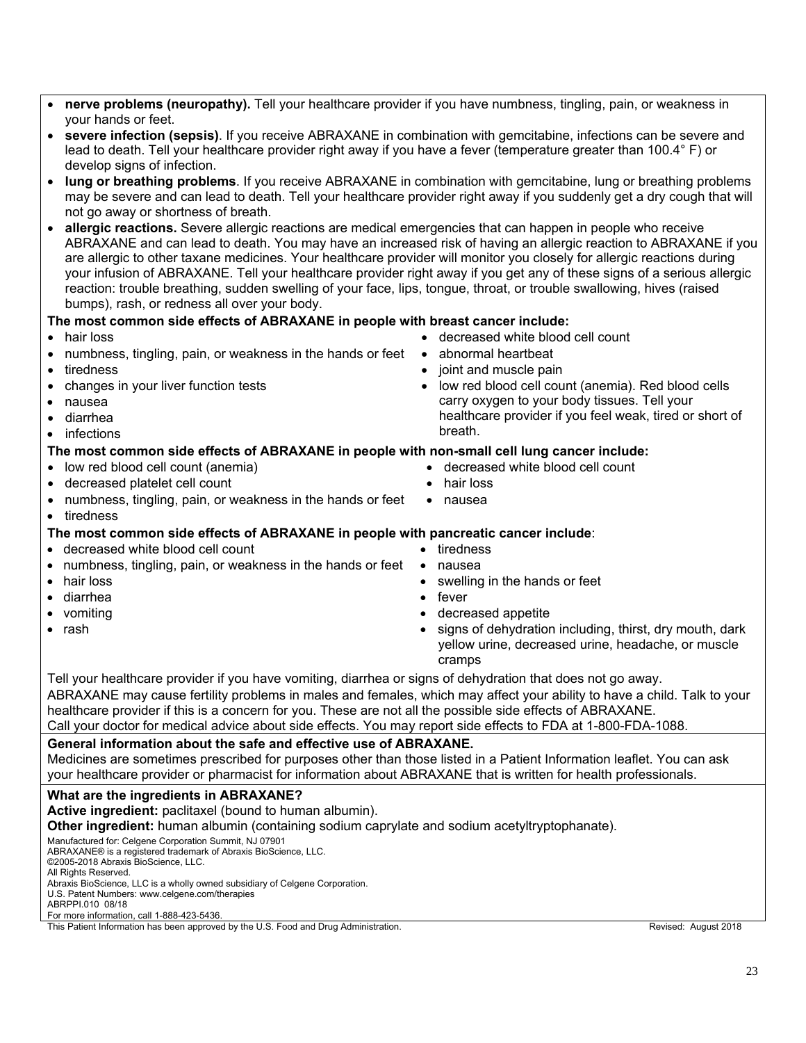- **nerve problems (neuropathy).** Tell your healthcare provider if you have numbness, tingling, pain, or weakness in your hands or feet.
- **severe infection (sepsis)**. If you receive ABRAXANE in combination with gemcitabine, infections can be severe and lead to death. Tell your healthcare provider right away if you have a fever (temperature greater than 100.4° F) or develop signs of infection.
- **lung or breathing problems**. If you receive ABRAXANE in combination with gemcitabine, lung or breathing problems may be severe and can lead to death. Tell your healthcare provider right away if you suddenly get a dry cough that will not go away or shortness of breath.
- **allergic reactions.** Severe allergic reactions are medical emergencies that can happen in people who receive ABRAXANE and can lead to death. You may have an increased risk of having an allergic reaction to ABRAXANE if you are allergic to other taxane medicines. Your healthcare provider will monitor you closely for allergic reactions during your infusion of ABRAXANE. Tell your healthcare provider right away if you get any of these signs of a serious allergic reaction: trouble breathing, sudden swelling of your face, lips, tongue, throat, or trouble swallowing, hives (raised bumps), rash, or redness all over your body.

**The most common side effects of ABRAXANE in people with breast cancer include:**

- hair loss
- numbness, tingling, pain, or weakness in the hands or feet
- tiredness
- changes in your liver function tests
- nausea
- diarrhea
- infections
- decreased white blood cell count
- abnormal heartbeat
- joint and muscle pain
- low red blood cell count (anemia). Red blood cells carry oxygen to your body tissues. Tell your healthcare provider if you feel weak, tired or short of breath.

**The most common side effects of ABRAXANE in people with non-small cell lung cancer include:**

- low red blood cell count (anemia)
- decreased platelet cell count
- numbness, tingling, pain, or weakness in the hands or feet
- tiredness
- decreased white blood cell count
- hair loss
- nausea

**The most common side effects of ABRAXANE in people with pancreatic cancer include**:

- decreased white blood cell count
- numbness, tingling, pain, or weakness in the hands or feet
- hair loss
- diarrhea
- vomiting
- rash
- tiredness
- nausea
- swelling in the hands or feet
- fever
- decreased appetite
- signs of dehydration including, thirst, dry mouth, dark yellow urine, decreased urine, headache, or muscle cramps

Tell your healthcare provider if you have vomiting, diarrhea or signs of dehydration that does not go away.

ABRAXANE may cause fertility problems in males and females, which may affect your ability to have a child. Talk to your healthcare provider if this is a concern for you. These are not all the possible side effects of ABRAXANE.

Call your doctor for medical advice about side effects. You may report side effects to FDA at 1-800-FDA-1088.

**General information about the safe and effective use of ABRAXANE.**

Medicines are sometimes prescribed for purposes other than those listed in a Patient Information leaflet. You can ask your healthcare provider or pharmacist for information about ABRAXANE that is written for health professionals.

**What are the ingredients in ABRAXANE?**

**Active ingredient:** paclitaxel (bound to human albumin).

**Other ingredient:** human albumin (containing sodium caprylate and sodium acetyltryptophanate).

Manufactured for: Celgene Corporation Summit, NJ 07901
ABRAXANE® is a registered trademark of Abraxis BioScience, LLC.
©2005-2018 Abraxis BioScience, LLC.
All Rights Reserved.
Abraxis BioScience, LLC is a wholly owned subsidiary of Celgene Corporation.
U.S. Patent Numbers: www.celgene.com/therapies
ABRPPI.010 08/18
For more information, call 1-888-423-5436.

This Patient Information has been approved by the U.S. Food and Drug Administration. Revised: August 2018